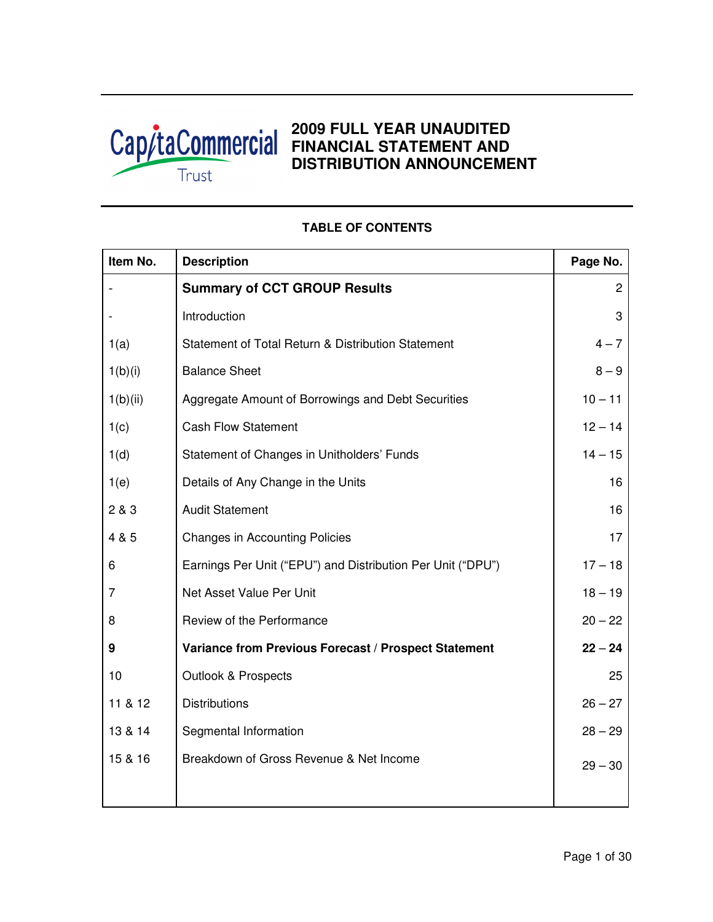# 2009 FULL YEAR UNAUDITED FINANCIAL STATEMENT AND DISTRIBUTION ANNOUNCEMENT

## TABLE OF CONTENTS

| Item No. | Description | Page No. |
|---|---|---|
| - | **Summary of CCT GROUP Results** | 2 |
| - | Introduction | 3 |
| 1(a) | Statement of Total Return & Distribution Statement | 4 – 7 |
| 1(b)(i) | Balance Sheet | 8 – 9 |
| 1(b)(ii) | Aggregate Amount of Borrowings and Debt Securities | 10 – 11 |
| 1(c) | Cash Flow Statement | 12 – 14 |
| 1(d) | Statement of Changes in Unitholders' Funds | 14 – 15 |
| 1(e) | Details of Any Change in the Units | 16 |
| 2 & 3 | Audit Statement | 16 |
| 4 & 5 | Changes in Accounting Policies | 17 |
| 6 | Earnings Per Unit ("EPU") and Distribution Per Unit ("DPU") | 17 – 18 |
| 7 | Net Asset Value Per Unit | 18 – 19 |
| 8 | Review of the Performance | 20 – 22 |
| **9** | **Variance from Previous Forecast / Prospect Statement** | **22 – 24** |
| 10 | Outlook & Prospects | 25 |
| 11 & 12 | Distributions | 26 – 27 |
| 13 & 14 | Segmental Information | 28 – 29 |
| 15 & 16 | Breakdown of Gross Revenue & Net Income | 29 – 30 |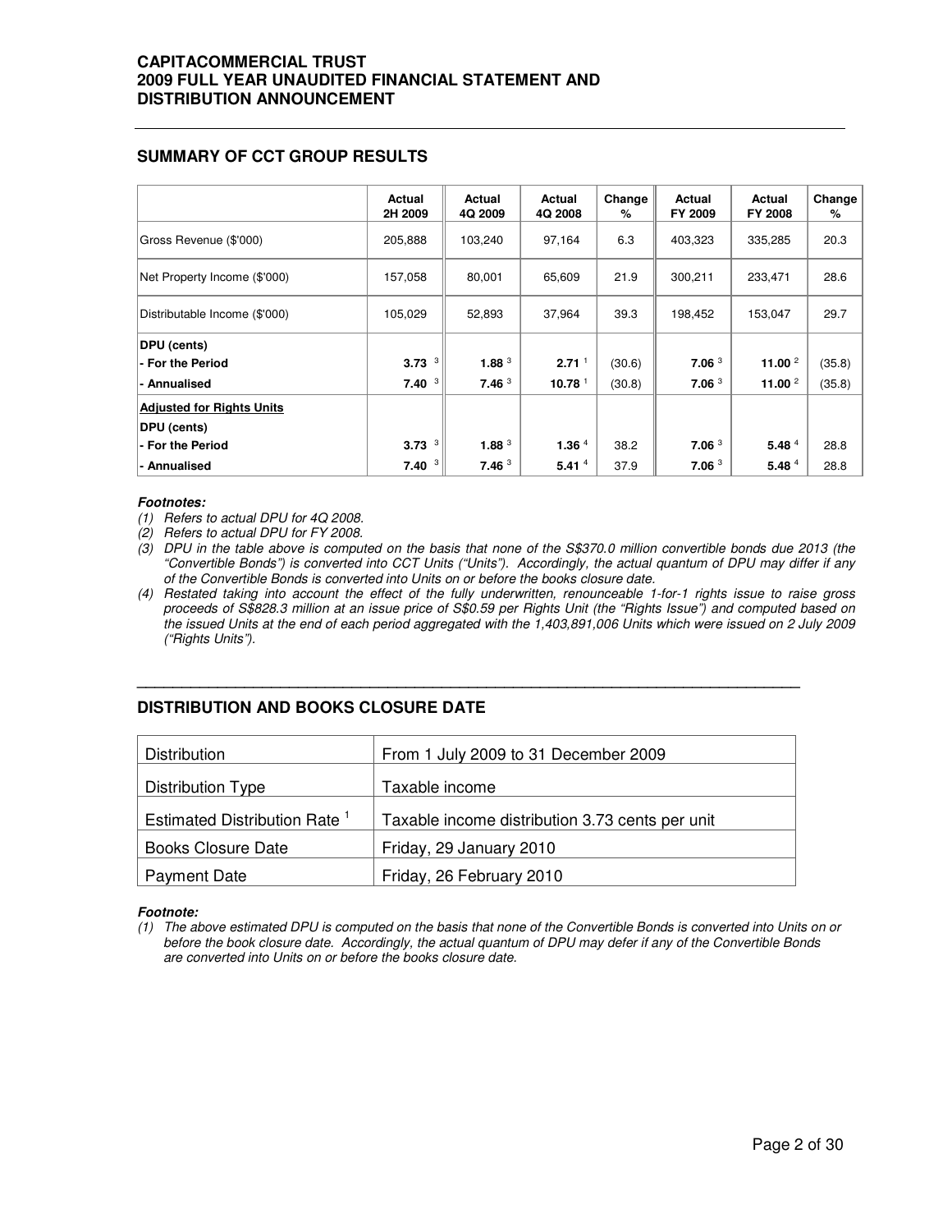## SUMMARY OF CCT GROUP RESULTS

| | Actual 2H 2009 | Actual 4Q 2009 | Actual 4Q 2008 | Change % | Actual FY 2009 | Actual FY 2008 | Change % |
|---|---|---|---|---|---|---|---|
| Gross Revenue ($'000) | 205,888 | 103,240 | 97,164 | 6.3 | 403,323 | 335,285 | 20.3 |
| Net Property Income ($'000) | 157,058 | 80,001 | 65,609 | 21.9 | 300,211 | 233,471 | 28.6 |
| Distributable Income ($'000) | 105,029 | 52,893 | 37,964 | 39.3 | 198,452 | 153,047 | 29.7 |
| **DPU (cents)** | | | | | | | |
| **- For the Period** | **3.73** [3] | **1.88** [3] | **2.71** [1] | (30.6) | **7.06** [3] | **11.00** [2] | (35.8) |
| **- Annualised** | **7.40** [3] | **7.46** [3] | **10.78** [1] | (30.8) | **7.06** [3] | **11.00** [2] | (35.8) |
| **Adjusted for Rights Units** | | | | | | | |
| **DPU (cents)** | | | | | | | |
| **- For the Period** | **3.73** [3] | **1.88** [3] | **1.36** [4] | 38.2 | **7.06** [3] | **5.48** [4] | 28.8 |
| **- Annualised** | **7.40** [3] | **7.46** [3] | **5.41** [4] | 37.9 | **7.06** [3] | **5.48** [4] | 28.8 |

***Footnotes:***

*(1) Refers to actual DPU for 4Q 2008.*

*(2) Refers to actual DPU for FY 2008.*

*(3) DPU in the table above is computed on the basis that none of the S$370.0 million convertible bonds due 2013 (the "Convertible Bonds") is converted into CCT Units ("Units"). Accordingly, the actual quantum of DPU may differ if any of the Convertible Bonds is converted into Units on or before the books closure date.*

*(4) Restated taking into account the effect of the fully underwritten, renounceable 1-for-1 rights issue to raise gross proceeds of S$828.3 million at an issue price of S$0.59 per Rights Unit (the "Rights Issue") and computed based on the issued Units at the end of each period aggregated with the 1,403,891,006 Units which were issued on 2 July 2009 ("Rights Units").*

## DISTRIBUTION AND BOOKS CLOSURE DATE

| Distribution | From 1 July 2009 to 31 December 2009 |
|---|---|
| Distribution Type | Taxable income |
| Estimated Distribution Rate [1] | Taxable income distribution 3.73 cents per unit |
| Books Closure Date | Friday, 29 January 2010 |
| Payment Date | Friday, 26 February 2010 |

***Footnote:***

*(1) The above estimated DPU is computed on the basis that none of the Convertible Bonds is converted into Units on or before the book closure date. Accordingly, the actual quantum of DPU may defer if any of the Convertible Bonds are converted into Units on or before the books closure date.*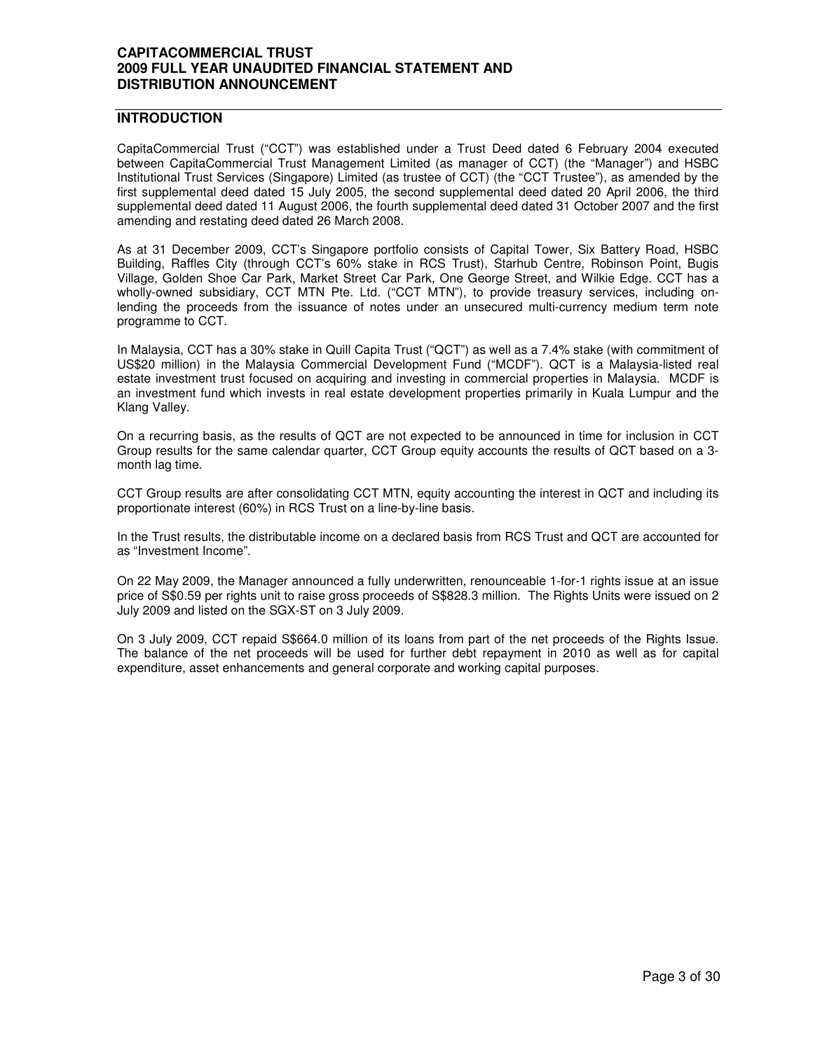## INTRODUCTION

CapitaCommercial Trust ("CCT") was established under a Trust Deed dated 6 February 2004 executed between CapitaCommercial Trust Management Limited (as manager of CCT) (the "Manager") and HSBC Institutional Trust Services (Singapore) Limited (as trustee of CCT) (the "CCT Trustee"), as amended by the first supplemental deed dated 15 July 2005, the second supplemental deed dated 20 April 2006, the third supplemental deed dated 11 August 2006, the fourth supplemental deed dated 31 October 2007 and the first amending and restating deed dated 26 March 2008.

As at 31 December 2009, CCT's Singapore portfolio consists of Capital Tower, Six Battery Road, HSBC Building, Raffles City (through CCT's 60% stake in RCS Trust), Starhub Centre, Robinson Point, Bugis Village, Golden Shoe Car Park, Market Street Car Park, One George Street, and Wilkie Edge. CCT has a wholly-owned subsidiary, CCT MTN Pte. Ltd. ("CCT MTN"), to provide treasury services, including on-lending the proceeds from the issuance of notes under an unsecured multi-currency medium term note programme to CCT.

In Malaysia, CCT has a 30% stake in Quill Capita Trust ("QCT") as well as a 7.4% stake (with commitment of US$20 million) in the Malaysia Commercial Development Fund ("MCDF"). QCT is a Malaysia-listed real estate investment trust focused on acquiring and investing in commercial properties in Malaysia. MCDF is an investment fund which invests in real estate development properties primarily in Kuala Lumpur and the Klang Valley.

On a recurring basis, as the results of QCT are not expected to be announced in time for inclusion in CCT Group results for the same calendar quarter, CCT Group equity accounts the results of QCT based on a 3-month lag time.

CCT Group results are after consolidating CCT MTN, equity accounting the interest in QCT and including its proportionate interest (60%) in RCS Trust on a line-by-line basis.

In the Trust results, the distributable income on a declared basis from RCS Trust and QCT are accounted for as "Investment Income".

On 22 May 2009, the Manager announced a fully underwritten, renounceable 1-for-1 rights issue at an issue price of S$0.59 per rights unit to raise gross proceeds of S$828.3 million. The Rights Units were issued on 2 July 2009 and listed on the SGX-ST on 3 July 2009.

On 3 July 2009, CCT repaid S$664.0 million of its loans from part of the net proceeds of the Rights Issue. The balance of the net proceeds will be used for further debt repayment in 2010 as well as for capital expenditure, asset enhancements and general corporate and working capital purposes.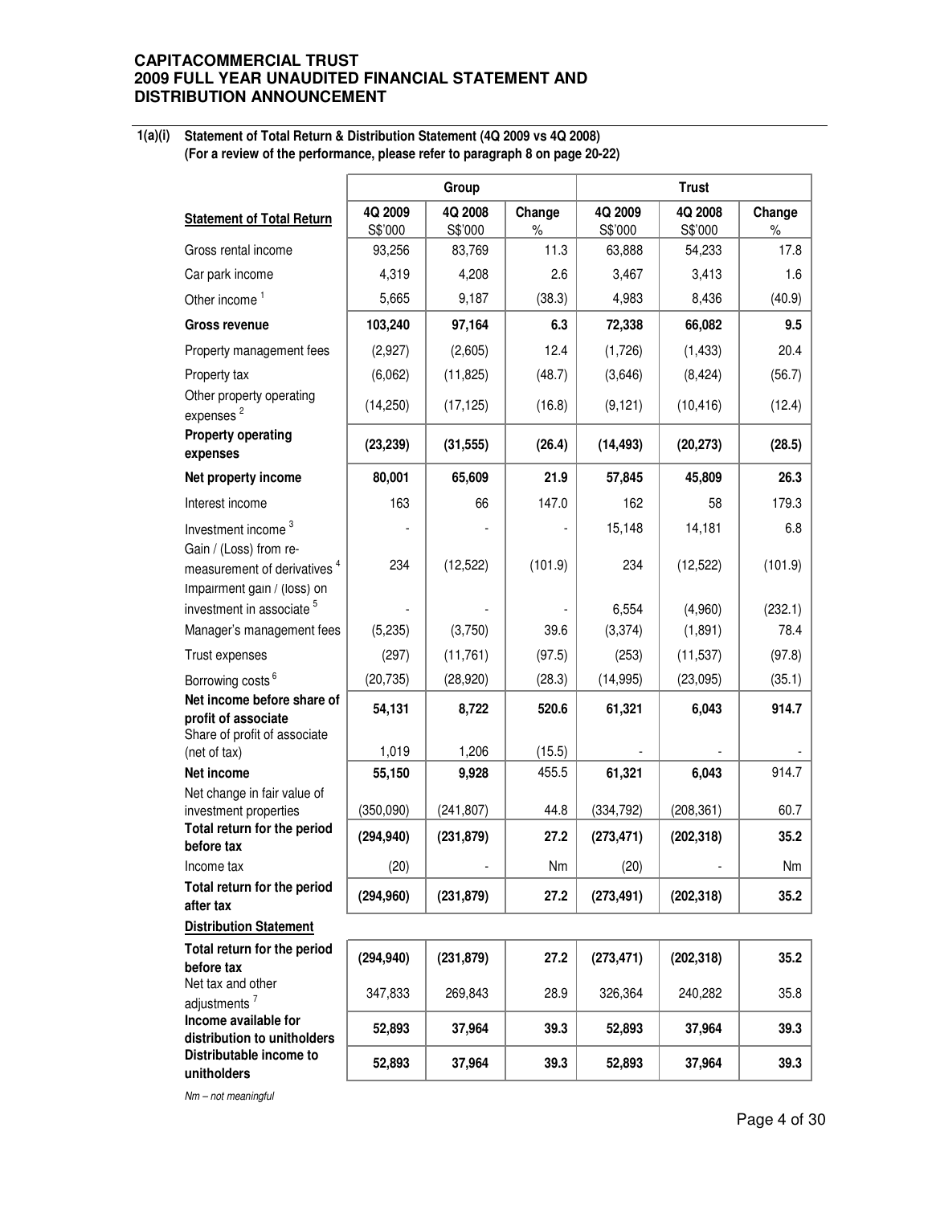**CAPITACOMMERCIAL TRUST**
**2009 FULL YEAR UNAUDITED FINANCIAL STATEMENT AND DISTRIBUTION ANNOUNCEMENT**

**1(a)(i) Statement of Total Return & Distribution Statement (4Q 2009 vs 4Q 2008)**
**(For a review of the performance, please refer to paragraph 8 on page 20-22)**

| | Group | | | Trust | | |
|---|---|---|---|---|---|---|
| **Statement of Total Return** | **4Q 2009** S$'000 | **4Q 2008** S$'000 | **Change** % | **4Q 2009** S$'000 | **4Q 2008** S$'000 | **Change** % |
| Gross rental income | 93,256 | 83,769 | 11.3 | 63,888 | 54,233 | 17.8 |
| Car park income | 4,319 | 4,208 | 2.6 | 3,467 | 3,413 | 1.6 |
| Other income [1] | 5,665 | 9,187 | (38.3) | 4,983 | 8,436 | (40.9) |
| **Gross revenue** | **103,240** | **97,164** | **6.3** | **72,338** | **66,082** | **9.5** |
| Property management fees | (2,927) | (2,605) | 12.4 | (1,726) | (1,433) | 20.4 |
| Property tax | (6,062) | (11,825) | (48.7) | (3,646) | (8,424) | (56.7) |
| Other property operating expenses [2] | (14,250) | (17,125) | (16.8) | (9,121) | (10,416) | (12.4) |
| **Property operating expenses** | **(23,239)** | **(31,555)** | **(26.4)** | **(14,493)** | **(20,273)** | **(28.5)** |
| **Net property income** | **80,001** | **65,609** | **21.9** | **57,845** | **45,809** | **26.3** |
| Interest income | 163 | 66 | 147.0 | 162 | 58 | 179.3 |
| Investment income [3] | - | - | - | 15,148 | 14,181 | 6.8 |
| Gain / (Loss) from re-measurement of derivatives [4] | 234 | (12,522) | (101.9) | 234 | (12,522) | (101.9) |
| Impairment gain / (loss) on investment in associate [5] | - | - | - | 6,554 | (4,960) | (232.1) |
| Manager's management fees | (5,235) | (3,750) | 39.6 | (3,374) | (1,891) | 78.4 |
| Trust expenses | (297) | (11,761) | (97.5) | (253) | (11,537) | (97.8) |
| Borrowing costs [6] | (20,735) | (28,920) | (28.3) | (14,995) | (23,095) | (35.1) |
| **Net income before share of profit of associate** | **54,131** | **8,722** | **520.6** | **61,321** | **6,043** | **914.7** |
| Share of profit of associate (net of tax) | 1,019 | 1,206 | (15.5) | - | - | - |
| **Net income** | **55,150** | **9,928** | 455.5 | **61,321** | **6,043** | 914.7 |
| Net change in fair value of investment properties | (350,090) | (241,807) | 44.8 | (334,792) | (208,361) | 60.7 |
| **Total return for the period before tax** | **(294,940)** | **(231,879)** | **27.2** | **(273,471)** | **(202,318)** | **35.2** |
| Income tax | (20) | - | Nm | (20) | - | Nm |
| **Total return for the period after tax** | **(294,960)** | **(231,879)** | **27.2** | **(273,491)** | **(202,318)** | **35.2** |
| **Distribution Statement** | | | | | | |
| **Total return for the period before tax** | **(294,940)** | **(231,879)** | **27.2** | **(273,471)** | **(202,318)** | **35.2** |
| Net tax and other adjustments [7] | 347,833 | 269,843 | 28.9 | 326,364 | 240,282 | 35.8 |
| **Income available for distribution to unitholders** | **52,893** | **37,964** | **39.3** | **52,893** | **37,964** | **39.3** |
| **Distributable income to unitholders** | **52,893** | **37,964** | **39.3** | **52,893** | **37,964** | **39.3** |

*Nm – not meaningful*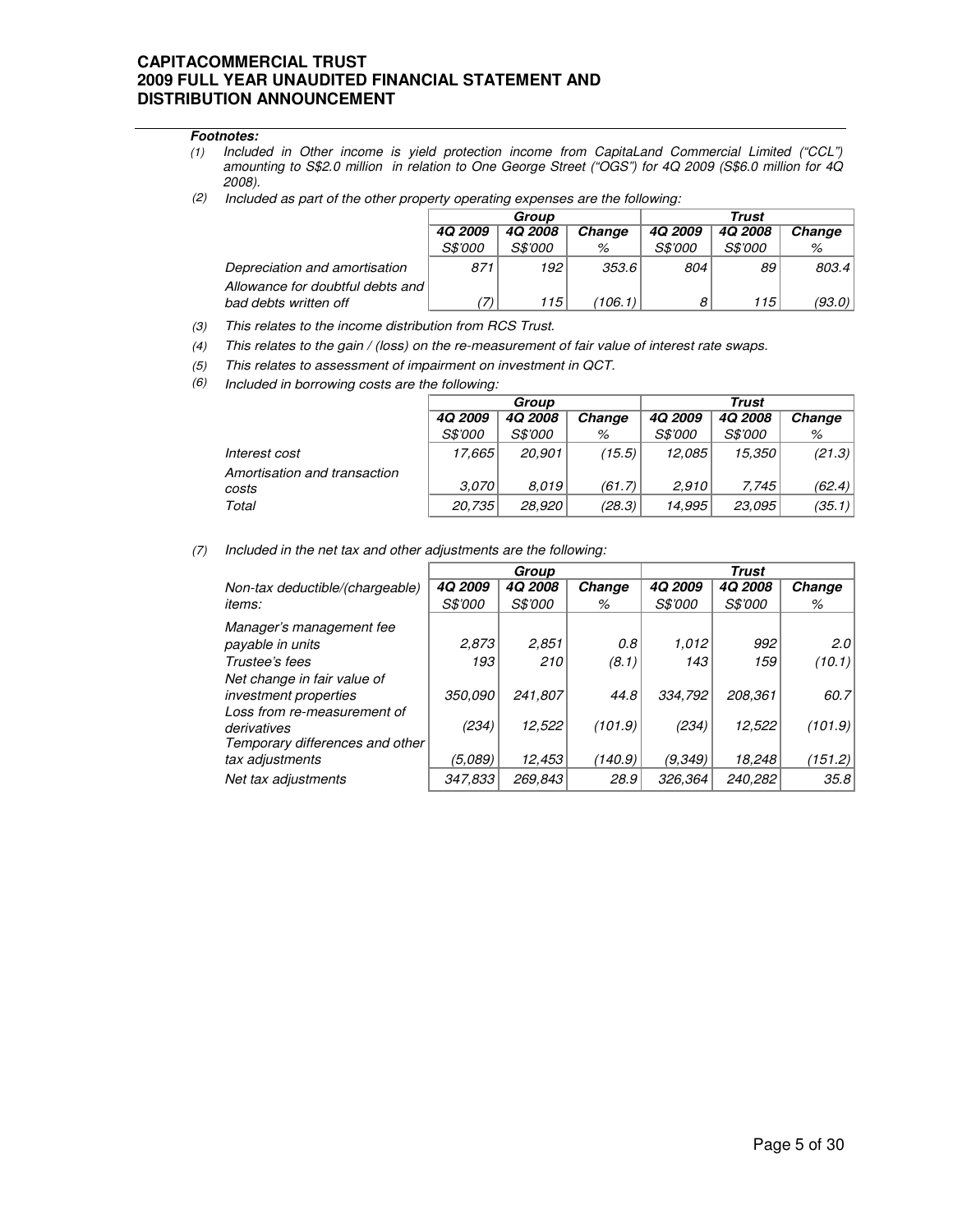***Footnotes:***

*(1) Included in Other income is yield protection income from CapitaLand Commercial Limited ("CCL") amounting to S$2.0 million in relation to One George Street ("OGS") for 4Q 2009 (S$6.0 million for 4Q 2008).*

*(2) Included as part of the other property operating expenses are the following:*

| | *Group* | | | *Trust* | | |
|---|---|---|---|---|---|---|
| | ***4Q 2009*** | ***4Q 2008*** | ***Change*** | ***4Q 2009*** | ***4Q 2008*** | ***Change*** |
| | *S$'000* | *S$'000* | *%* | *S$'000* | *S$'000* | *%* |
| *Depreciation and amortisation* | *871* | *192* | *353.6* | *804* | *89* | *803.4* |
| *Allowance for doubtful debts and bad debts written off* | *(7)* | *115* | *(106.1)* | *8* | *115* | *(93.0)* |

*(3) This relates to the income distribution from RCS Trust.*

*(4) This relates to the gain / (loss) on the re-measurement of fair value of interest rate swaps.*

*(5) This relates to assessment of impairment on investment in QCT.*

*(6) Included in borrowing costs are the following:*

| | *Group* | | | *Trust* | | |
|---|---|---|---|---|---|---|
| | ***4Q 2009*** | ***4Q 2008*** | ***Change*** | ***4Q 2009*** | ***4Q 2008*** | ***Change*** |
| | *S$'000* | *S$'000* | *%* | *S$'000* | *S$'000* | *%* |
| *Interest cost* | *17,665* | *20,901* | *(15.5)* | *12,085* | *15,350* | *(21.3)* |
| *Amortisation and transaction costs* | *3,070* | *8,019* | *(61.7)* | *2,910* | *7,745* | *(62.4)* |
| *Total* | *20,735* | *28,920* | *(28.3)* | *14,995* | *23,095* | *(35.1)* |

*(7) Included in the net tax and other adjustments are the following:*

| | *Group* | | | *Trust* | | |
|---|---|---|---|---|---|---|
| *Non-tax deductible/(chargeable) items:* | ***4Q 2009*** *S$'000* | ***4Q 2008*** *S$'000* | ***Change*** *%* | ***4Q 2009*** *S$'000* | ***4Q 2008*** *S$'000* | ***Change*** *%* |
| *Manager's management fee payable in units* | *2,873* | *2,851* | *0.8* | *1,012* | *992* | *2.0* |
| *Trustee's fees* | *193* | *210* | *(8.1)* | *143* | *159* | *(10.1)* |
| *Net change in fair value of investment properties* | *350,090* | *241,807* | *44.8* | *334,792* | *208,361* | *60.7* |
| *Loss from re-measurement of derivatives* | *(234)* | *12,522* | *(101.9)* | *(234)* | *12,522* | *(101.9)* |
| *Temporary differences and other tax adjustments* | *(5,089)* | *12,453* | *(140.9)* | *(9,349)* | *18,248* | *(151.2)* |
| *Net tax adjustments* | *347,833* | *269,843* | *28.9* | *326,364* | *240,282* | *35.8* |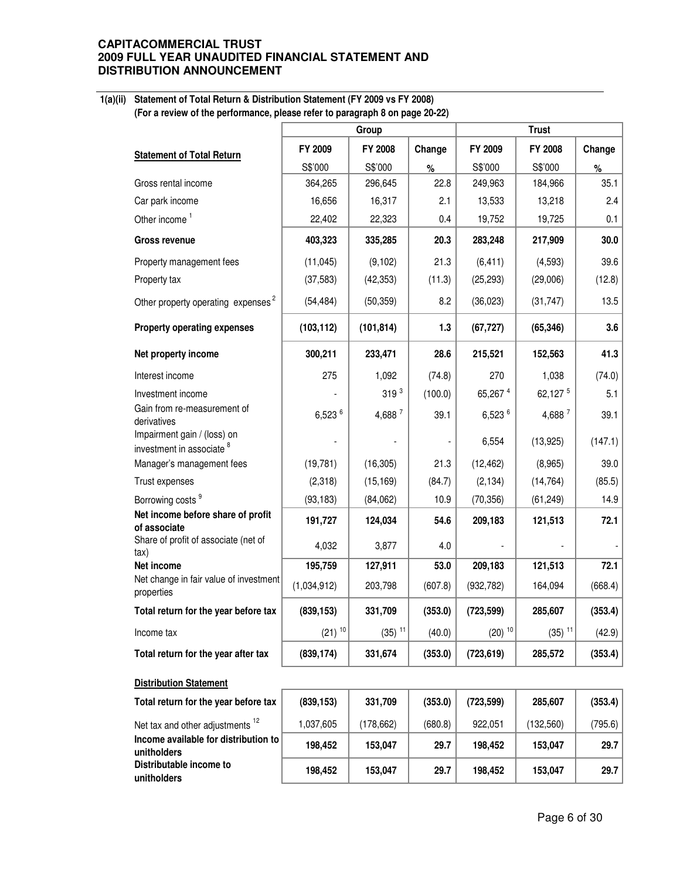# CAPITACOMMERCIAL TRUST
# 2009 FULL YEAR UNAUDITED FINANCIAL STATEMENT AND DISTRIBUTION ANNOUNCEMENT

**1(a)(ii) Statement of Total Return & Distribution Statement (FY 2009 vs FY 2008)**
**(For a review of the performance, please refer to paragraph 8 on page 20-22)**

| | Group | | | Trust | | |
|---|---|---|---|---|---|---|
| **Statement of Total Return** | FY 2009 | FY 2008 | Change | FY 2009 | FY 2008 | Change |
| | S$'000 | S$'000 | % | S$'000 | S$'000 | % |
| Gross rental income | 364,265 | 296,645 | 22.8 | 249,963 | 184,966 | 35.1 |
| Car park income | 16,656 | 16,317 | 2.1 | 13,533 | 13,218 | 2.4 |
| Other income [1] | 22,402 | 22,323 | 0.4 | 19,752 | 19,725 | 0.1 |
| **Gross revenue** | **403,323** | **335,285** | **20.3** | **283,248** | **217,909** | **30.0** |
| Property management fees | (11,045) | (9,102) | 21.3 | (6,411) | (4,593) | 39.6 |
| Property tax | (37,583) | (42,353) | (11.3) | (25,293) | (29,006) | (12.8) |
| Other property operating expenses [2] | (54,484) | (50,359) | 8.2 | (36,023) | (31,747) | 13.5 |
| **Property operating expenses** | **(103,112)** | **(101,814)** | **1.3** | **(67,727)** | **(65,346)** | **3.6** |
| **Net property income** | **300,211** | **233,471** | **28.6** | **215,521** | **152,563** | **41.3** |
| Interest income | 275 | 1,092 | (74.8) | 270 | 1,038 | (74.0) |
| Investment income | - | 319 [3] | (100.0) | 65,267 [4] | 62,127 [5] | 5.1 |
| Gain from re-measurement of derivatives | 6,523 [6] | 4,688 [7] | 39.1 | 6,523 [6] | 4,688 [7] | 39.1 |
| Impairment gain / (loss) on investment in associate [8] | - | - | - | 6,554 | (13,925) | (147.1) |
| Manager's management fees | (19,781) | (16,305) | 21.3 | (12,462) | (8,965) | 39.0 |
| Trust expenses | (2,318) | (15,169) | (84.7) | (2,134) | (14,764) | (85.5) |
| Borrowing costs [9] | (93,183) | (84,062) | 10.9 | (70,356) | (61,249) | 14.9 |
| **Net income before share of profit of associate** | **191,727** | **124,034** | **54.6** | **209,183** | **121,513** | **72.1** |
| Share of profit of associate (net of tax) | 4,032 | 3,877 | 4.0 | - | - | - |
| **Net income** | **195,759** | **127,911** | **53.0** | **209,183** | **121,513** | **72.1** |
| Net change in fair value of investment properties | (1,034,912) | 203,798 | (607.8) | (932,782) | 164,094 | (668.4) |
| **Total return for the year before tax** | **(839,153)** | **331,709** | **(353.0)** | **(723,599)** | **285,607** | **(353.4)** |
| Income tax | (21) [10] | (35) [11] | (40.0) | (20) [10] | (35) [11] | (42.9) |
| **Total return for the year after tax** | **(839,174)** | **331,674** | **(353.0)** | **(723,619)** | **285,572** | **(353.4)** |
| **Distribution Statement** | | | | | | |
| **Total return for the year before tax** | **(839,153)** | **331,709** | **(353.0)** | **(723,599)** | **285,607** | **(353.4)** |
| Net tax and other adjustments [12] | 1,037,605 | (178,662) | (680.8) | 922,051 | (132,560) | (795.6) |
| **Income available for distribution to unitholders** | **198,452** | **153,047** | **29.7** | **198,452** | **153,047** | **29.7** |
| **Distributable income to unitholders** | **198,452** | **153,047** | **29.7** | **198,452** | **153,047** | **29.7** |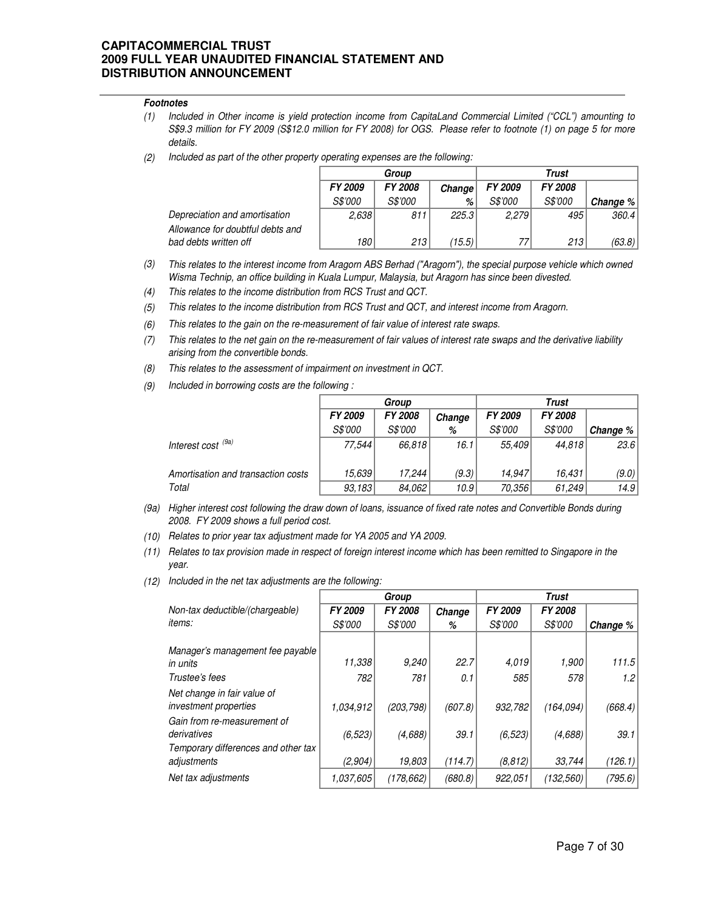#### *Footnotes*

*(1) Included in Other income is yield protection income from CapitaLand Commercial Limited ("CCL") amounting to S$9.3 million for FY 2009 (S$12.0 million for FY 2008) for OGS. Please refer to footnote (1) on page 5 for more details.*

*(2) Included as part of the other property operating expenses are the following:*

| | Group | | | Trust | | |
|---|---|---|---|---|---|---|
| | FY 2009 | FY 2008 | Change | FY 2009 | FY 2008 | |
| | S$'000 | S$'000 | % | S$'000 | S$'000 | Change % |
| Depreciation and amortisation | 2,638 | 811 | 225.3 | 2,279 | 495 | 360.4 |
| Allowance for doubtful debts and bad debts written off | 180 | 213 | (15.5) | 77 | 213 | (63.8) |

*(3) This relates to the interest income from Aragorn ABS Berhad ("Aragorn"), the special purpose vehicle which owned Wisma Technip, an office building in Kuala Lumpur, Malaysia, but Aragorn has since been divested.*

*(4) This relates to the income distribution from RCS Trust and QCT.*

*(5) This relates to the income distribution from RCS Trust and QCT, and interest income from Aragorn.*

*(6) This relates to the gain on the re-measurement of fair value of interest rate swaps.*

*(7) This relates to the net gain on the re-measurement of fair values of interest rate swaps and the derivative liability arising from the convertible bonds.*

*(8) This relates to the assessment of impairment on investment in QCT.*

*(9) Included in borrowing costs are the following :*

| | Group | | | Trust | | |
|---|---|---|---|---|---|---|
| | FY 2009 | FY 2008 | Change | FY 2009 | FY 2008 | |
| | S$'000 | S$'000 | % | S$'000 | S$'000 | Change % |
| Interest cost [9a] | 77,544 | 66,818 | 16.1 | 55,409 | 44,818 | 23.6 |
| Amortisation and transaction costs | 15,639 | 17,244 | (9.3) | 14,947 | 16,431 | (9.0) |
| Total | 93,183 | 84,062 | 10.9 | 70,356 | 61,249 | 14.9 |

*(9a) Higher interest cost following the draw down of loans, issuance of fixed rate notes and Convertible Bonds during 2008. FY 2009 shows a full period cost.*

*(10) Relates to prior year tax adjustment made for YA 2005 and YA 2009.*

*(11) Relates to tax provision made in respect of foreign interest income which has been remitted to Singapore in the year.*

*(12) Included in the net tax adjustments are the following:*

| | Group | | | Trust | | |
|---|---|---|---|---|---|---|
| Non-tax deductible/(chargeable) items: | FY 2009 | FY 2008 | Change | FY 2009 | FY 2008 | |
| | S$'000 | S$'000 | % | S$'000 | S$'000 | Change % |
| Manager's management fee payable in units | 11,338 | 9,240 | 22.7 | 4,019 | 1,900 | 111.5 |
| Trustee's fees | 782 | 781 | 0.1 | 585 | 578 | 1.2 |
| Net change in fair value of investment properties | 1,034,912 | (203,798) | (607.8) | 932,782 | (164,094) | (668.4) |
| Gain from re-measurement of derivatives | (6,523) | (4,688) | 39.1 | (6,523) | (4,688) | 39.1 |
| Temporary differences and other tax adjustments | (2,904) | 19,803 | (114.7) | (8,812) | 33,744 | (126.1) |
| Net tax adjustments | 1,037,605 | (178,662) | (680.8) | 922,051 | (132,560) | (795.6) |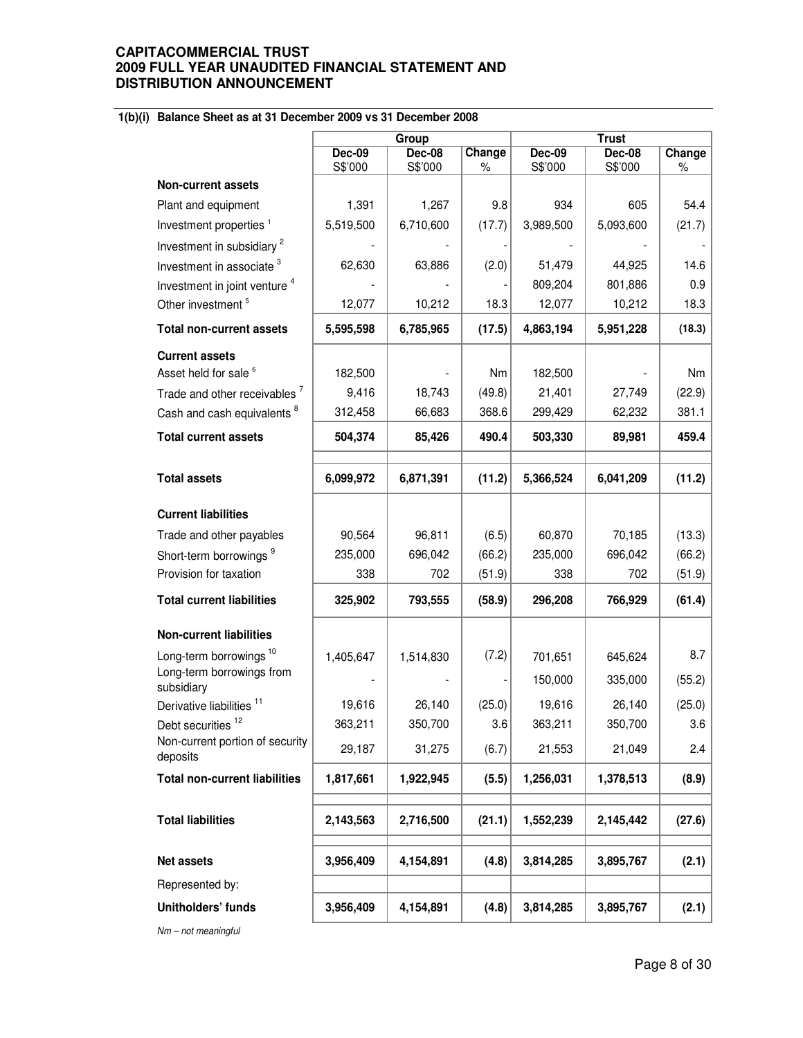**CAPITACOMMERCIAL TRUST**
**2009 FULL YEAR UNAUDITED FINANCIAL STATEMENT AND DISTRIBUTION ANNOUNCEMENT**

### 1(b)(i) Balance Sheet as at 31 December 2009 vs 31 December 2008

| | Group | | | Trust | | |
|---|---|---|---|---|---|---|
| | **Dec-09** S$'000 | **Dec-08** S$'000 | **Change** % | **Dec-09** S$'000 | **Dec-08** S$'000 | **Change** % |
| **Non-current assets** | | | | | | |
| Plant and equipment | 1,391 | 1,267 | 9.8 | 934 | 605 | 54.4 |
| Investment properties [1] | 5,519,500 | 6,710,600 | (17.7) | 3,989,500 | 5,093,600 | (21.7) |
| Investment in subsidiary [2] | - | - | - | - | - | - |
| Investment in associate [3] | 62,630 | 63,886 | (2.0) | 51,479 | 44,925 | 14.6 |
| Investment in joint venture [4] | - | - | - | 809,204 | 801,886 | 0.9 |
| Other investment [5] | 12,077 | 10,212 | 18.3 | 12,077 | 10,212 | 18.3 |
| **Total non-current assets** | **5,595,598** | **6,785,965** | **(17.5)** | **4,863,194** | **5,951,228** | **(18.3)** |
| **Current assets** | | | | | | |
| Asset held for sale [6] | 182,500 | - | Nm | 182,500 | - | Nm |
| Trade and other receivables [7] | 9,416 | 18,743 | (49.8) | 21,401 | 27,749 | (22.9) |
| Cash and cash equivalents [8] | 312,458 | 66,683 | 368.6 | 299,429 | 62,232 | 381.1 |
| **Total current assets** | **504,374** | **85,426** | **490.4** | **503,330** | **89,981** | **459.4** |
| **Total assets** | **6,099,972** | **6,871,391** | **(11.2)** | **5,366,524** | **6,041,209** | **(11.2)** |
| **Current liabilities** | | | | | | |
| Trade and other payables | 90,564 | 96,811 | (6.5) | 60,870 | 70,185 | (13.3) |
| Short-term borrowings [9] | 235,000 | 696,042 | (66.2) | 235,000 | 696,042 | (66.2) |
| Provision for taxation | 338 | 702 | (51.9) | 338 | 702 | (51.9) |
| **Total current liabilities** | **325,902** | **793,555** | **(58.9)** | **296,208** | **766,929** | **(61.4)** |
| **Non-current liabilities** | | | | | | |
| Long-term borrowings [10] | 1,405,647 | 1,514,830 | (7.2) | 701,651 | 645,624 | 8.7 |
| Long-term borrowings from subsidiary | - | - | - | 150,000 | 335,000 | (55.2) |
| Derivative liabilities [11] | 19,616 | 26,140 | (25.0) | 19,616 | 26,140 | (25.0) |
| Debt securities [12] | 363,211 | 350,700 | 3.6 | 363,211 | 350,700 | 3.6 |
| Non-current portion of security deposits | 29,187 | 31,275 | (6.7) | 21,553 | 21,049 | 2.4 |
| **Total non-current liabilities** | **1,817,661** | **1,922,945** | **(5.5)** | **1,256,031** | **1,378,513** | **(8.9)** |
| **Total liabilities** | **2,143,563** | **2,716,500** | **(21.1)** | **1,552,239** | **2,145,442** | **(27.6)** |
| **Net assets** | **3,956,409** | **4,154,891** | **(4.8)** | **3,814,285** | **3,895,767** | **(2.1)** |
| Represented by: | | | | | | |
| **Unitholders' funds** | **3,956,409** | **4,154,891** | **(4.8)** | **3,814,285** | **3,895,767** | **(2.1)** |

*Nm – not meaningful*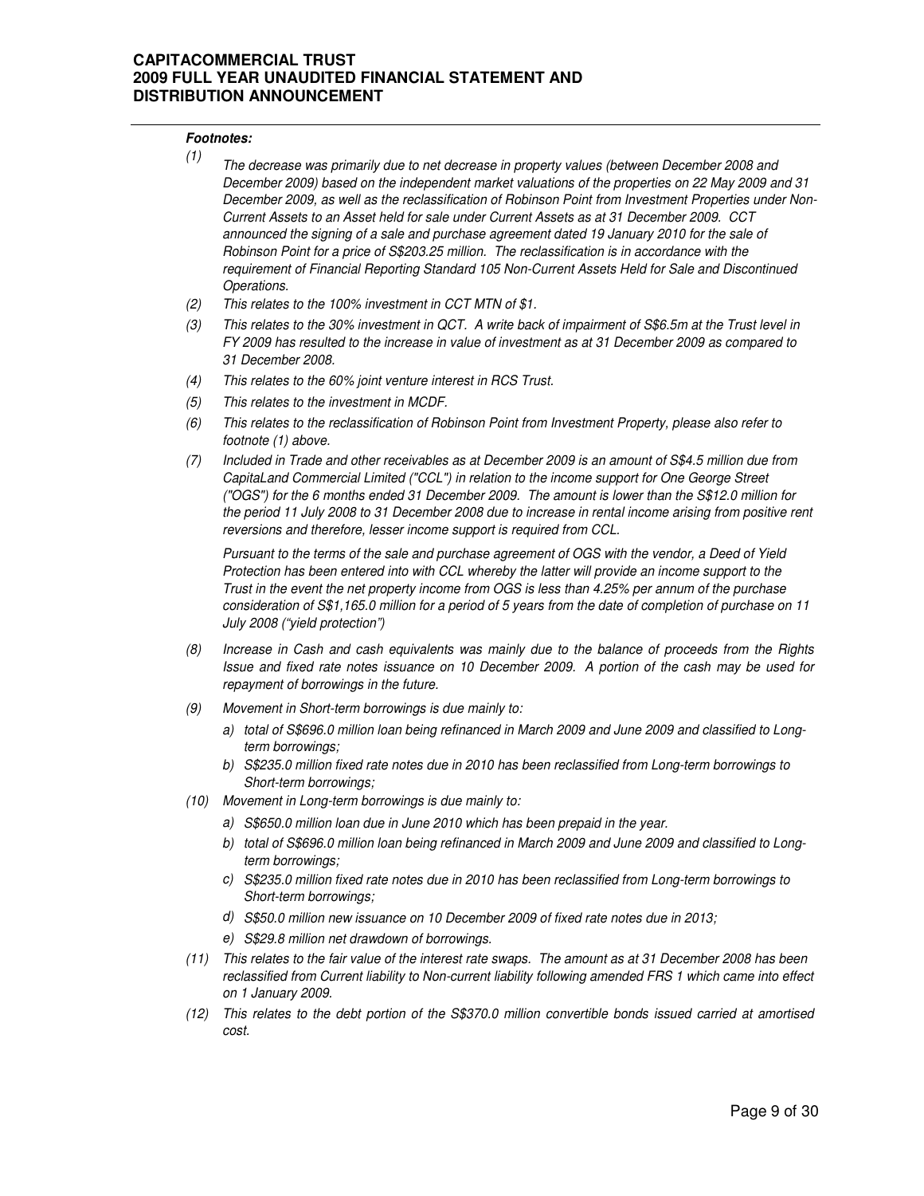***Footnotes:***

(1) *The decrease was primarily due to net decrease in property values (between December 2008 and December 2009) based on the independent market valuations of the properties on 22 May 2009 and 31 December 2009, as well as the reclassification of Robinson Point from Investment Properties under Non-Current Assets to an Asset held for sale under Current Assets as at 31 December 2009. CCT announced the signing of a sale and purchase agreement dated 19 January 2010 for the sale of Robinson Point for a price of S$203.25 million. The reclassification is in accordance with the requirement of Financial Reporting Standard 105 Non-Current Assets Held for Sale and Discontinued Operations.*

(2) *This relates to the 100% investment in CCT MTN of $1.*

(3) *This relates to the 30% investment in QCT. A write back of impairment of S$6.5m at the Trust level in FY 2009 has resulted to the increase in value of investment as at 31 December 2009 as compared to 31 December 2008.*

(4) *This relates to the 60% joint venture interest in RCS Trust.*

(5) *This relates to the investment in MCDF.*

(6) *This relates to the reclassification of Robinson Point from Investment Property, please also refer to footnote (1) above.*

(7) *Included in Trade and other receivables as at December 2009 is an amount of S$4.5 million due from CapitaLand Commercial Limited ("CCL") in relation to the income support for One George Street ("OGS") for the 6 months ended 31 December 2009. The amount is lower than the S$12.0 million for the period 11 July 2008 to 31 December 2008 due to increase in rental income arising from positive rent reversions and therefore, lesser income support is required from CCL.*

*Pursuant to the terms of the sale and purchase agreement of OGS with the vendor, a Deed of Yield Protection has been entered into with CCL whereby the latter will provide an income support to the Trust in the event the net property income from OGS is less than 4.25% per annum of the purchase consideration of S$1,165.0 million for a period of 5 years from the date of completion of purchase on 11 July 2008 ("yield protection")*

(8) *Increase in Cash and cash equivalents was mainly due to the balance of proceeds from the Rights Issue and fixed rate notes issuance on 10 December 2009. A portion of the cash may be used for repayment of borrowings in the future.*

(9) *Movement in Short-term borrowings is due mainly to:*
   - a) *total of S$696.0 million loan being refinanced in March 2009 and June 2009 and classified to Long-term borrowings;*
   - b) *S$235.0 million fixed rate notes due in 2010 has been reclassified from Long-term borrowings to Short-term borrowings;*

(10) *Movement in Long-term borrowings is due mainly to:*
   - a) *S$650.0 million loan due in June 2010 which has been prepaid in the year.*
   - b) *total of S$696.0 million loan being refinanced in March 2009 and June 2009 and classified to Long-term borrowings;*
   - c) *S$235.0 million fixed rate notes due in 2010 has been reclassified from Long-term borrowings to Short-term borrowings;*
   - d) *S$50.0 million new issuance on 10 December 2009 of fixed rate notes due in 2013;*
   - e) *S$29.8 million net drawdown of borrowings.*

(11) *This relates to the fair value of the interest rate swaps. The amount as at 31 December 2008 has been reclassified from Current liability to Non-current liability following amended FRS 1 which came into effect on 1 January 2009.*

(12) *This relates to the debt portion of the S$370.0 million convertible bonds issued carried at amortised cost.*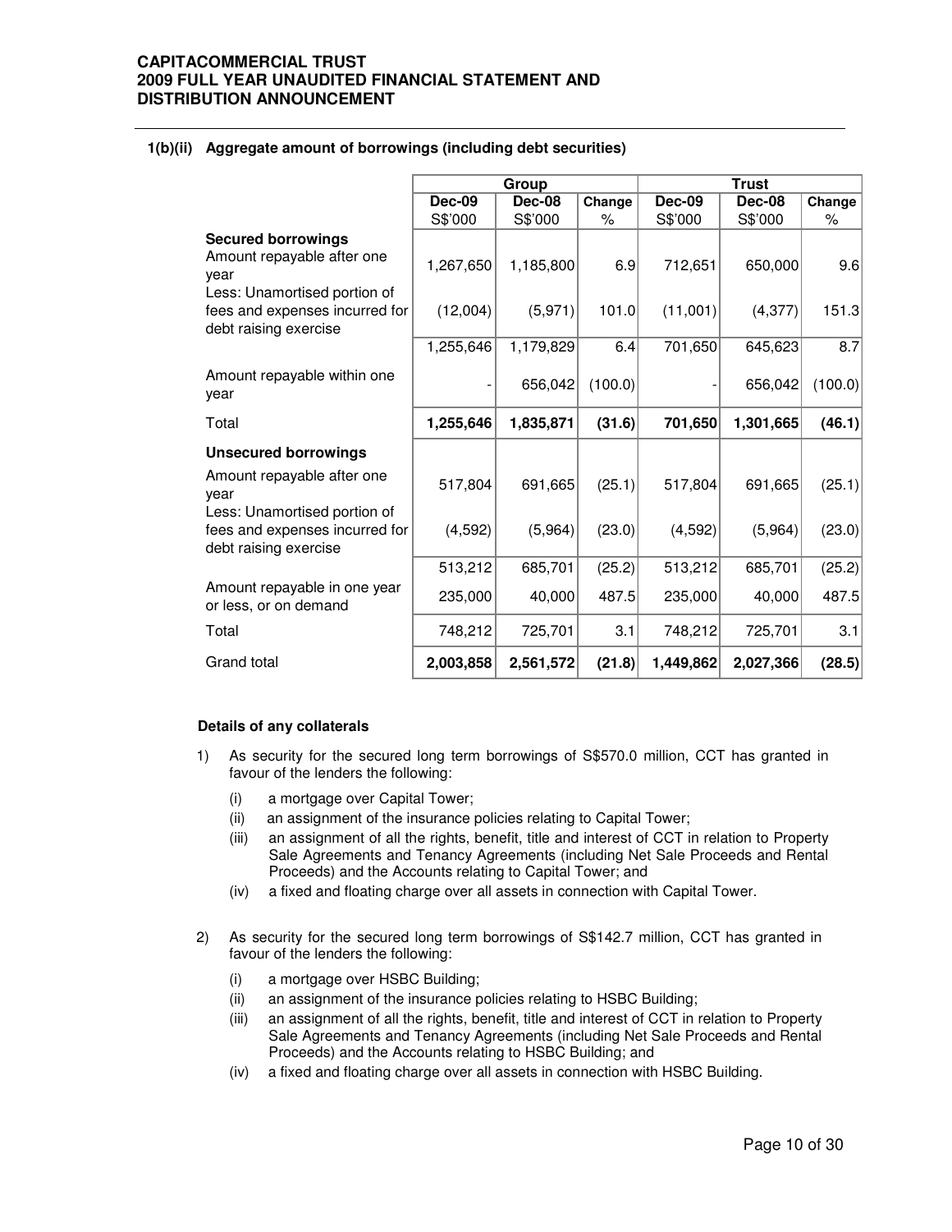### 1(b)(ii) Aggregate amount of borrowings (including debt securities)

| | Group | | | Trust | | |
|---|---|---|---|---|---|---|
| | Dec-09 S$'000 | Dec-08 S$'000 | Change % | Dec-09 S$'000 | Dec-08 S$'000 | Change % |
| **Secured borrowings** | | | | | | |
| Amount repayable after one year | 1,267,650 | 1,185,800 | 6.9 | 712,651 | 650,000 | 9.6 |
| Less: Unamortised portion of fees and expenses incurred for debt raising exercise | (12,004) | (5,971) | 101.0 | (11,001) | (4,377) | 151.3 |
| | 1,255,646 | 1,179,829 | 6.4 | 701,650 | 645,623 | 8.7 |
| Amount repayable within one year | - | 656,042 | (100.0) | - | 656,042 | (100.0) |
| Total | **1,255,646** | **1,835,871** | **(31.6)** | **701,650** | **1,301,665** | **(46.1)** |
| **Unsecured borrowings** | | | | | | |
| Amount repayable after one year | 517,804 | 691,665 | (25.1) | 517,804 | 691,665 | (25.1) |
| Less: Unamortised portion of fees and expenses incurred for debt raising exercise | (4,592) | (5,964) | (23.0) | (4,592) | (5,964) | (23.0) |
| | 513,212 | 685,701 | (25.2) | 513,212 | 685,701 | (25.2) |
| Amount repayable in one year or less, or on demand | 235,000 | 40,000 | 487.5 | 235,000 | 40,000 | 487.5 |
| Total | 748,212 | 725,701 | 3.1 | 748,212 | 725,701 | 3.1 |
| Grand total | **2,003,858** | **2,561,572** | **(21.8)** | **1,449,862** | **2,027,366** | **(28.5)** |

**Details of any collaterals**

1) As security for the secured long term borrowings of S$570.0 million, CCT has granted in favour of the lenders the following:

   (i) a mortgage over Capital Tower;
   (ii) an assignment of the insurance policies relating to Capital Tower;
   (iii) an assignment of all the rights, benefit, title and interest of CCT in relation to Property Sale Agreements and Tenancy Agreements (including Net Sale Proceeds and Rental Proceeds) and the Accounts relating to Capital Tower; and
   (iv) a fixed and floating charge over all assets in connection with Capital Tower.

2) As security for the secured long term borrowings of S$142.7 million, CCT has granted in favour of the lenders the following:

   (i) a mortgage over HSBC Building;
   (ii) an assignment of the insurance policies relating to HSBC Building;
   (iii) an assignment of all the rights, benefit, title and interest of CCT in relation to Property Sale Agreements and Tenancy Agreements (including Net Sale Proceeds and Rental Proceeds) and the Accounts relating to HSBC Building; and
   (iv) a fixed and floating charge over all assets in connection with HSBC Building.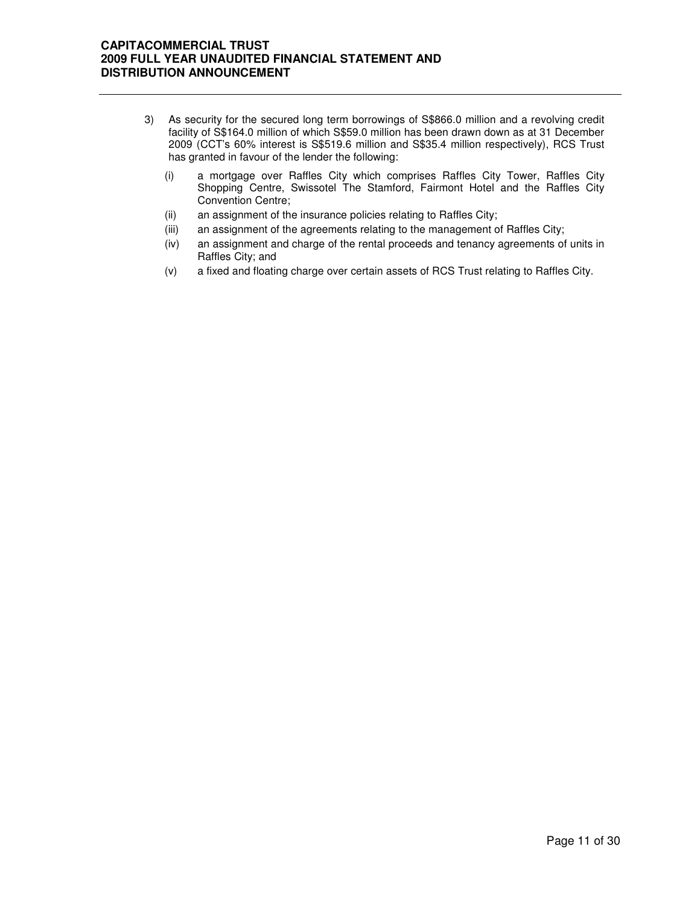3) As security for the secured long term borrowings of S$866.0 million and a revolving credit facility of S$164.0 million of which S$59.0 million has been drawn down as at 31 December 2009 (CCT's 60% interest is S$519.6 million and S$35.4 million respectively), RCS Trust has granted in favour of the lender the following:

   (i) a mortgage over Raffles City which comprises Raffles City Tower, Raffles City Shopping Centre, Swissotel The Stamford, Fairmont Hotel and the Raffles City Convention Centre;

   (ii) an assignment of the insurance policies relating to Raffles City;

   (iii) an assignment of the agreements relating to the management of Raffles City;

   (iv) an assignment and charge of the rental proceeds and tenancy agreements of units in Raffles City; and

   (v) a fixed and floating charge over certain assets of RCS Trust relating to Raffles City.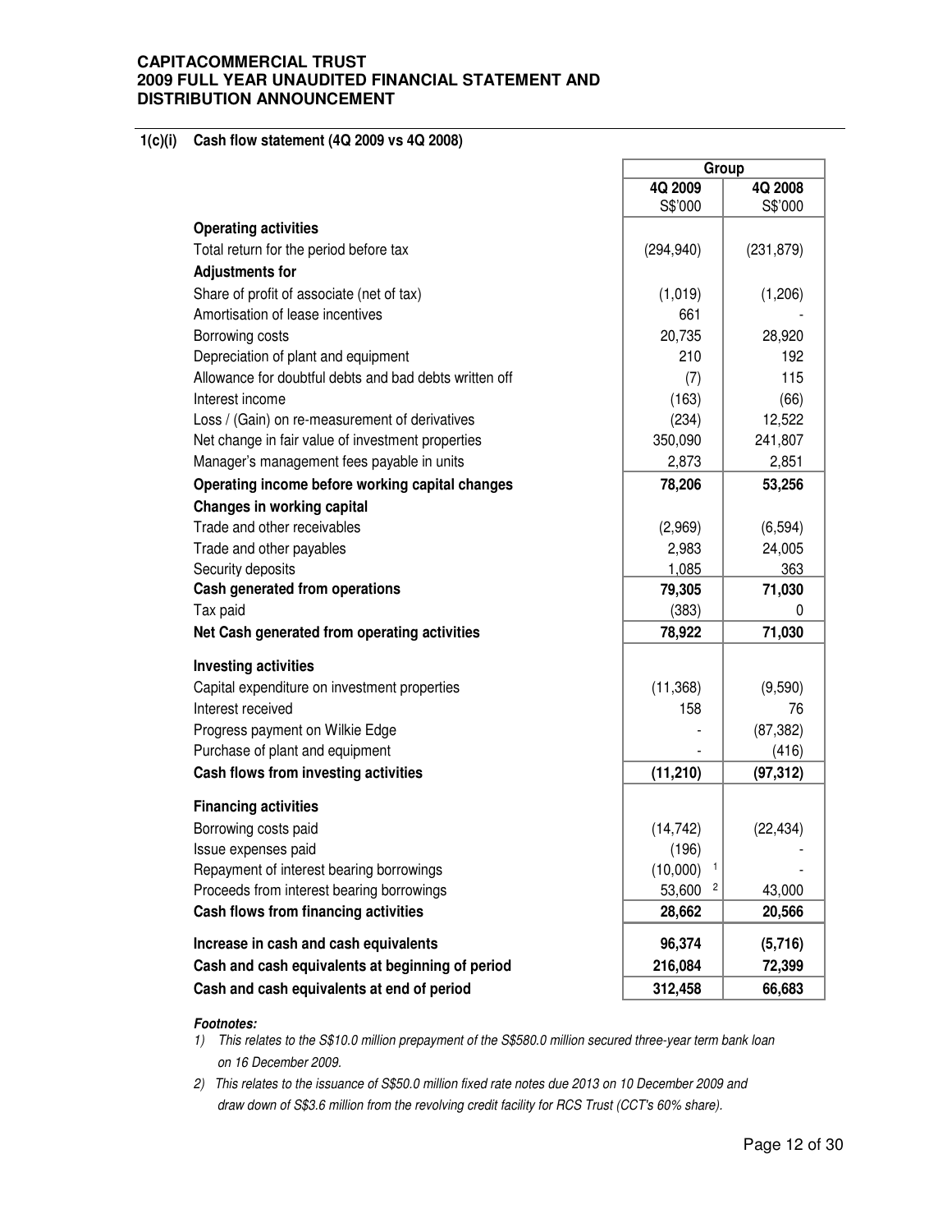# CAPITACOMMERCIAL TRUST
# 2009 FULL YEAR UNAUDITED FINANCIAL STATEMENT AND DISTRIBUTION ANNOUNCEMENT

## 1(c)(i) Cash flow statement (4Q 2009 vs 4Q 2008)

| | Group | |
|---|---|---|
| | 4Q 2009<br>S$'000 | 4Q 2008<br>S$'000 |
| **Operating activities** | | |
| Total return for the period before tax | (294,940) | (231,879) |
| **Adjustments for** | | |
| Share of profit of associate (net of tax) | (1,019) | (1,206) |
| Amortisation of lease incentives | 661 | - |
| Borrowing costs | 20,735 | 28,920 |
| Depreciation of plant and equipment | 210 | 192 |
| Allowance for doubtful debts and bad debts written off | (7) | 115 |
| Interest income | (163) | (66) |
| Loss / (Gain) on re-measurement of derivatives | (234) | 12,522 |
| Net change in fair value of investment properties | 350,090 | 241,807 |
| Manager's management fees payable in units | 2,873 | 2,851 |
| **Operating income before working capital changes** | **78,206** | **53,256** |
| **Changes in working capital** | | |
| Trade and other receivables | (2,969) | (6,594) |
| Trade and other payables | 2,983 | 24,005 |
| Security deposits | 1,085 | 363 |
| **Cash generated from operations** | **79,305** | **71,030** |
| Tax paid | (383) | 0 |
| **Net Cash generated from operating activities** | **78,922** | **71,030** |
| **Investing activities** | | |
| Capital expenditure on investment properties | (11,368) | (9,590) |
| Interest received | 158 | 76 |
| Progress payment on Wilkie Edge | - | (87,382) |
| Purchase of plant and equipment | - | (416) |
| **Cash flows from investing activities** | **(11,210)** | **(97,312)** |
| **Financing activities** | | |
| Borrowing costs paid | (14,742) | (22,434) |
| Issue expenses paid | (196) | - |
| Repayment of interest bearing borrowings | (10,000) [1] | - |
| Proceeds from interest bearing borrowings | 53,600 [2] | 43,000 |
| **Cash flows from financing activities** | **28,662** | **20,566** |
| **Increase in cash and cash equivalents** | **96,374** | **(5,716)** |
| **Cash and cash equivalents at beginning of period** | **216,084** | **72,399** |
| **Cash and cash equivalents at end of period** | **312,458** | **66,683** |

***Footnotes:***

1) *This relates to the S$10.0 million prepayment of the S$580.0 million secured three-year term bank loan on 16 December 2009.*

2) *This relates to the issuance of S$50.0 million fixed rate notes due 2013 on 10 December 2009 and draw down of S$3.6 million from the revolving credit facility for RCS Trust (CCT's 60% share).*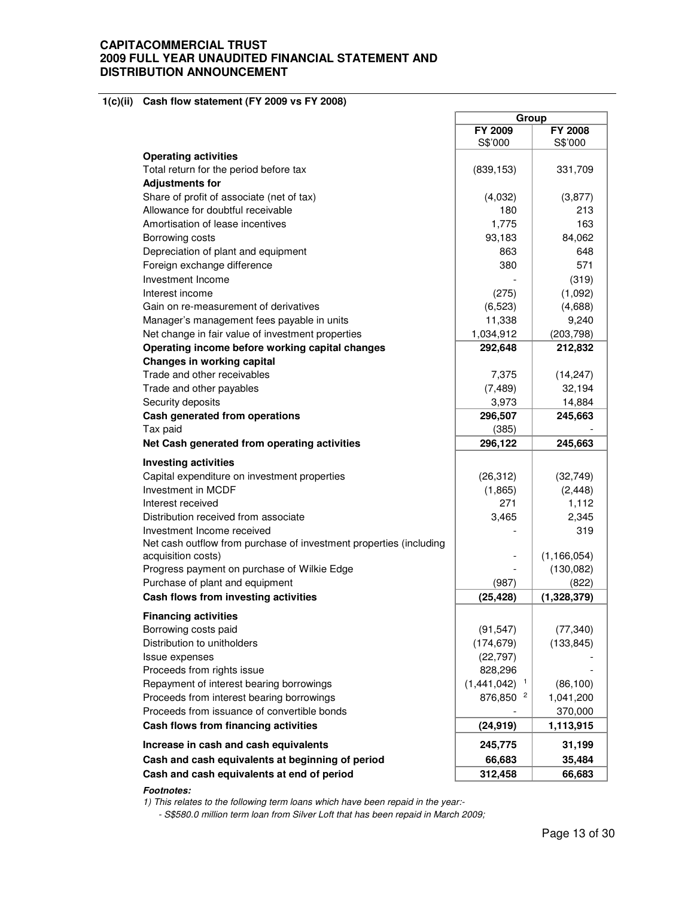**CAPITACOMMERCIAL TRUST**
**2009 FULL YEAR UNAUDITED FINANCIAL STATEMENT AND DISTRIBUTION ANNOUNCEMENT**

### 1(c)(ii) Cash flow statement (FY 2009 vs FY 2008)

| | Group | |
|---|---|---|
| | **FY 2009** S$'000 | **FY 2008** S$'000 |
| **Operating activities** | | |
| Total return for the period before tax | (839,153) | 331,709 |
| **Adjustments for** | | |
| Share of profit of associate (net of tax) | (4,032) | (3,877) |
| Allowance for doubtful receivable | 180 | 213 |
| Amortisation of lease incentives | 1,775 | 163 |
| Borrowing costs | 93,183 | 84,062 |
| Depreciation of plant and equipment | 863 | 648 |
| Foreign exchange difference | 380 | 571 |
| Investment Income | - | (319) |
| Interest income | (275) | (1,092) |
| Gain on re-measurement of derivatives | (6,523) | (4,688) |
| Manager's management fees payable in units | 11,338 | 9,240 |
| Net change in fair value of investment properties | 1,034,912 | (203,798) |
| **Operating income before working capital changes** | **292,648** | **212,832** |
| **Changes in working capital** | | |
| Trade and other receivables | 7,375 | (14,247) |
| Trade and other payables | (7,489) | 32,194 |
| Security deposits | 3,973 | 14,884 |
| **Cash generated from operations** | **296,507** | **245,663** |
| Tax paid | (385) | - |
| **Net Cash generated from operating activities** | **296,122** | **245,663** |
| **Investing activities** | | |
| Capital expenditure on investment properties | (26,312) | (32,749) |
| Investment in MCDF | (1,865) | (2,448) |
| Interest received | 271 | 1,112 |
| Distribution received from associate | 3,465 | 2,345 |
| Investment Income received | - | 319 |
| Net cash outflow from purchase of investment properties (including acquisition costs) | - | (1,166,054) |
| Progress payment on purchase of Wilkie Edge | - | (130,082) |
| Purchase of plant and equipment | (987) | (822) |
| **Cash flows from investing activities** | **(25,428)** | **(1,328,379)** |
| **Financing activities** | | |
| Borrowing costs paid | (91,547) | (77,340) |
| Distribution to unitholders | (174,679) | (133,845) |
| Issue expenses | (22,797) | - |
| Proceeds from rights issue | 828,296 | - |
| Repayment of interest bearing borrowings | (1,441,042) [1] | (86,100) |
| Proceeds from interest bearing borrowings | 876,850 [2] | 1,041,200 |
| Proceeds from issuance of convertible bonds | - | 370,000 |
| **Cash flows from financing activities** | **(24,919)** | **1,113,915** |
| **Increase in cash and cash equivalents** | **245,775** | **31,199** |
| **Cash and cash equivalents at beginning of period** | **66,683** | **35,484** |
| **Cash and cash equivalents at end of period** | **312,458** | **66,683** |

***Footnotes:***

*1) This relates to the following term loans which have been repaid in the year:-*

*- S$580.0 million term loan from Silver Loft that has been repaid in March 2009;*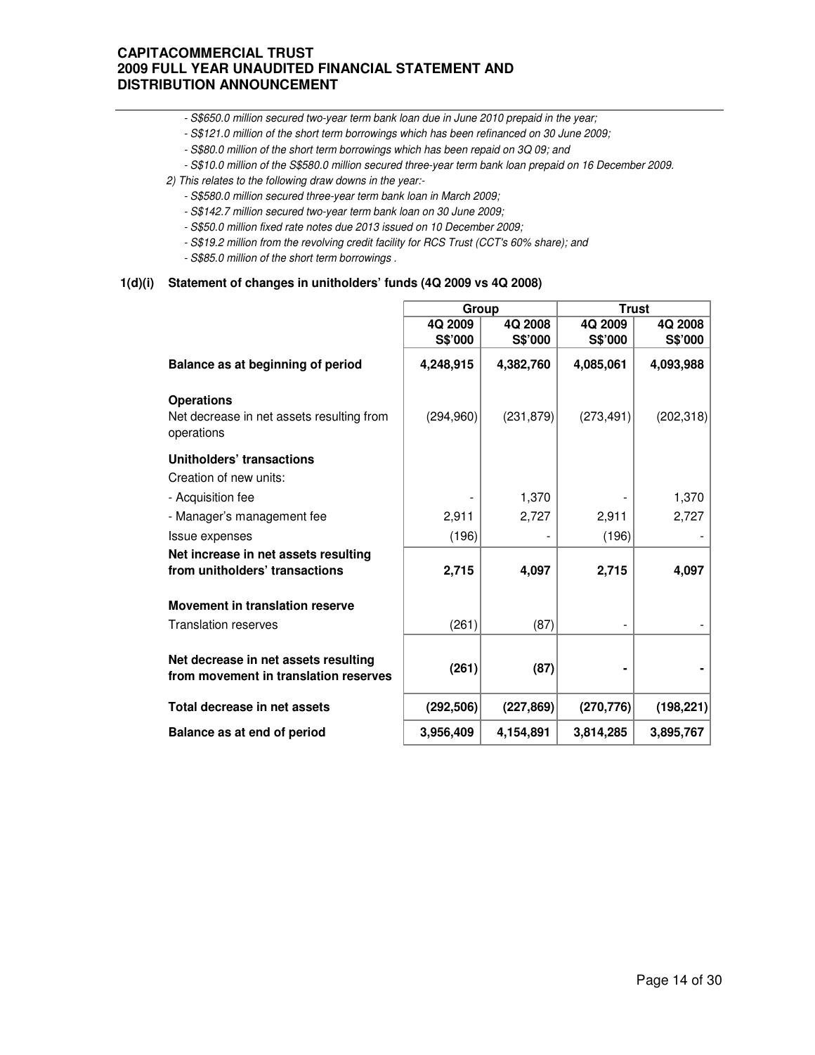- *S$650.0 million secured two-year term bank loan due in June 2010 prepaid in the year;*
- *S$121.0 million of the short term borrowings which has been refinanced on 30 June 2009;*
- *S$80.0 million of the short term borrowings which has been repaid on 3Q 09; and*
- *S$10.0 million of the S$580.0 million secured three-year term bank loan prepaid on 16 December 2009.*

*2) This relates to the following draw downs in the year:-*

- *S$580.0 million secured three-year term bank loan in March 2009;*
- *S$142.7 million secured two-year term bank loan on 30 June 2009;*
- *S$50.0 million fixed rate notes due 2013 issued on 10 December 2009;*
- *S$19.2 million from the revolving credit facility for RCS Trust (CCT's 60% share); and*
- *S$85.0 million of the short term borrowings .*

### 1(d)(i) Statement of changes in unitholders' funds (4Q 2009 vs 4Q 2008)

| | Group | | Trust | |
|---|---|---|---|---|
| | 4Q 2009 S$'000 | 4Q 2008 S$'000 | 4Q 2009 S$'000 | 4Q 2008 S$'000 |
| **Balance as at beginning of period** | **4,248,915** | **4,382,760** | **4,085,061** | **4,093,988** |
| **Operations** | | | | |
| Net decrease in net assets resulting from operations | (294,960) | (231,879) | (273,491) | (202,318) |
| **Unitholders' transactions** | | | | |
| Creation of new units: | | | | |
| - Acquisition fee | - | 1,370 | - | 1,370 |
| - Manager's management fee | 2,911 | 2,727 | 2,911 | 2,727 |
| Issue expenses | (196) | - | (196) | - |
| **Net increase in net assets resulting from unitholders' transactions** | **2,715** | **4,097** | **2,715** | **4,097** |
| **Movement in translation reserve** | | | | |
| Translation reserves | (261) | (87) | - | - |
| **Net decrease in net assets resulting from movement in translation reserves** | **(261)** | **(87)** | **-** | **-** |
| **Total decrease in net assets** | **(292,506)** | **(227,869)** | **(270,776)** | **(198,221)** |
| **Balance as at end of period** | **3,956,409** | **4,154,891** | **3,814,285** | **3,895,767** |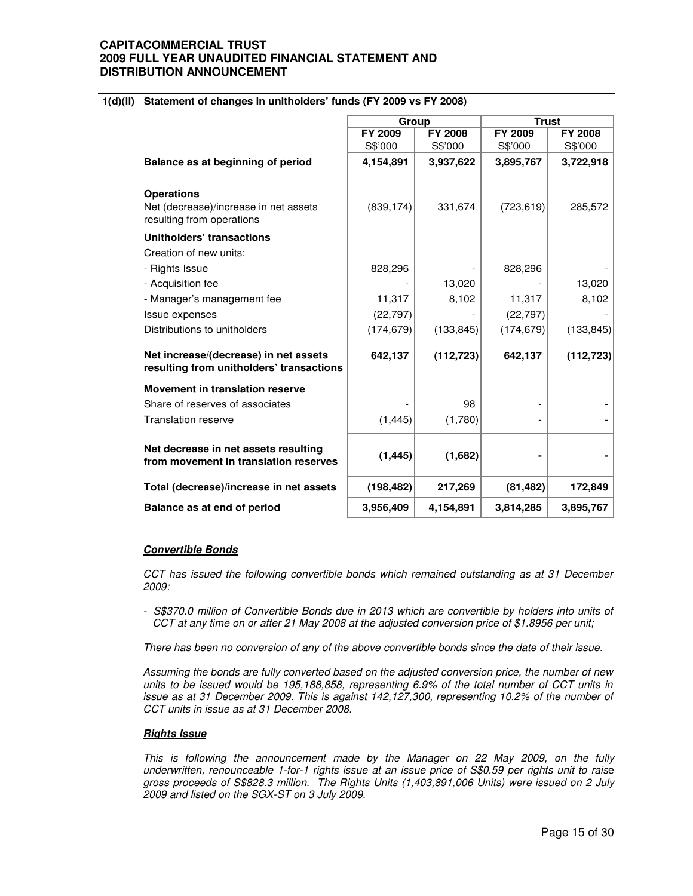**CAPITACOMMERCIAL TRUST**
**2009 FULL YEAR UNAUDITED FINANCIAL STATEMENT AND DISTRIBUTION ANNOUNCEMENT**

**1(d)(ii) Statement of changes in unitholders' funds (FY 2009 vs FY 2008)**

| | Group | | Trust | |
|---|---|---|---|---|
| | FY 2009 S$'000 | FY 2008 S$'000 | FY 2009 S$'000 | FY 2008 S$'000 |
| **Balance as at beginning of period** | **4,154,891** | **3,937,622** | **3,895,767** | **3,722,918** |
| **Operations** | | | | |
| Net (decrease)/increase in net assets resulting from operations | (839,174) | 331,674 | (723,619) | 285,572 |
| **Unitholders' transactions** | | | | |
| Creation of new units: | | | | |
| - Rights Issue | 828,296 | - | 828,296 | - |
| - Acquisition fee | - | 13,020 | - | 13,020 |
| - Manager's management fee | 11,317 | 8,102 | 11,317 | 8,102 |
| Issue expenses | (22,797) | - | (22,797) | - |
| Distributions to unitholders | (174,679) | (133,845) | (174,679) | (133,845) |
| **Net increase/(decrease) in net assets resulting from unitholders' transactions** | **642,137** | **(112,723)** | **642,137** | **(112,723)** |
| **Movement in translation reserve** | | | | |
| Share of reserves of associates | - | 98 | - | - |
| Translation reserve | (1,445) | (1,780) | - | - |
| **Net decrease in net assets resulting from movement in translation reserves** | **(1,445)** | **(1,682)** | **-** | **-** |
| **Total (decrease)/increase in net assets** | **(198,482)** | **217,269** | **(81,482)** | **172,849** |
| **Balance as at end of period** | **3,956,409** | **4,154,891** | **3,814,285** | **3,895,767** |

***Convertible Bonds***

*CCT has issued the following convertible bonds which remained outstanding as at 31 December 2009:*

- *S$370.0 million of Convertible Bonds due in 2013 which are convertible by holders into units of CCT at any time on or after 21 May 2008 at the adjusted conversion price of $1.8956 per unit;*

*There has been no conversion of any of the above convertible bonds since the date of their issue.*

*Assuming the bonds are fully converted based on the adjusted conversion price, the number of new units to be issued would be 195,188,858, representing 6.9% of the total number of CCT units in issue as at 31 December 2009. This is against 142,127,300, representing 10.2% of the number of CCT units in issue as at 31 December 2008.*

***Rights Issue***

*This is following the announcement made by the Manager on 22 May 2009, on the fully underwritten, renounceable 1-for-1 rights issue at an issue price of S$0.59 per rights unit to raise gross proceeds of S$828.3 million. The Rights Units (1,403,891,006 Units) were issued on 2 July 2009 and listed on the SGX-ST on 3 July 2009.*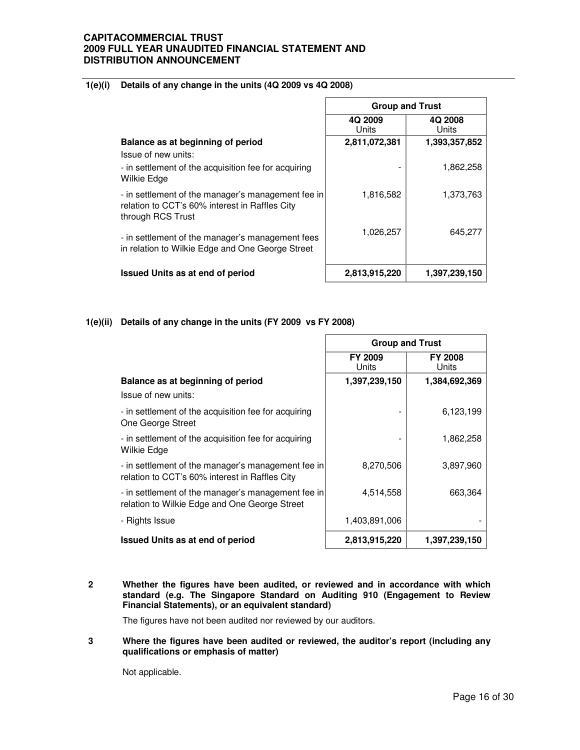**1(e)(i) Details of any change in the units (4Q 2009 vs 4Q 2008)**

| | Group and Trust | |
|---|---|---|
| | 4Q 2009 Units | 4Q 2008 Units |
| **Balance as at beginning of period** | **2,811,072,381** | **1,393,357,852** |
| Issue of new units: | | |
| - in settlement of the acquisition fee for acquiring Wilkie Edge | - | 1,862,258 |
| - in settlement of the manager's management fee in relation to CCT's 60% interest in Raffles City through RCS Trust | 1,816,582 | 1,373,763 |
| - in settlement of the manager's management fees in relation to Wilkie Edge and One George Street | 1,026,257 | 645,277 |
| **Issued Units as at end of period** | **2,813,915,220** | **1,397,239,150** |

**1(e)(ii) Details of any change in the units (FY 2009 vs FY 2008)**

| | Group and Trust | |
|---|---|---|
| | FY 2009 Units | FY 2008 Units |
| **Balance as at beginning of period** | **1,397,239,150** | **1,384,692,369** |
| Issue of new units: | | |
| - in settlement of the acquisition fee for acquiring One George Street | - | 6,123,199 |
| - in settlement of the acquisition fee for acquiring Wilkie Edge | - | 1,862,258 |
| - in settlement of the manager's management fee in relation to CCT's 60% interest in Raffles City | 8,270,506 | 3,897,960 |
| - in settlement of the manager's management fee in relation to Wilkie Edge and One George Street | 4,514,558 | 663,364 |
| - Rights Issue | 1,403,891,006 | - |
| **Issued Units as at end of period** | **2,813,915,220** | **1,397,239,150** |

**2 Whether the figures have been audited, or reviewed and in accordance with which standard (e.g. The Singapore Standard on Auditing 910 (Engagement to Review Financial Statements), or an equivalent standard)**

The figures have not been audited nor reviewed by our auditors.

**3 Where the figures have been audited or reviewed, the auditor's report (including any qualifications or emphasis of matter)**

Not applicable.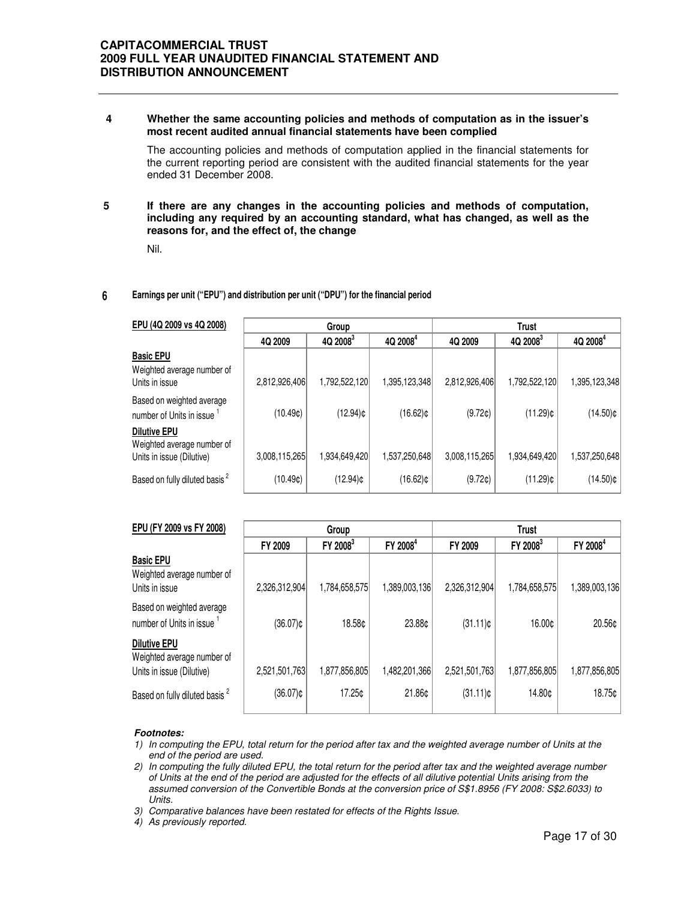**4 Whether the same accounting policies and methods of computation as in the issuer's most recent audited annual financial statements have been complied**

The accounting policies and methods of computation applied in the financial statements for the current reporting period are consistent with the audited financial statements for the year ended 31 December 2008.

**5 If there are any changes in the accounting policies and methods of computation, including any required by an accounting standard, what has changed, as well as the reasons for, and the effect of, the change**

Nil.

**6 Earnings per unit ("EPU") and distribution per unit ("DPU") for the financial period**

| EPU (4Q 2009 vs 4Q 2008) | Group | | | Trust | | |
|---|---|---|---|---|---|---|
| | 4Q 2009 | 4Q 2008[3] | 4Q 2008[4] | 4Q 2009 | 4Q 2008[3] | 4Q 2008[4] |
| **Basic EPU** | | | | | | |
| Weighted average number of Units in issue | 2,812,926,406 | 1,792,522,120 | 1,395,123,348 | 2,812,926,406 | 1,792,522,120 | 1,395,123,348 |
| Based on weighted average number of Units in issue [1] | (10.49¢) | (12.94)¢ | (16.62)¢ | (9.72¢) | (11.29)¢ | (14.50)¢ |
| **Dilutive EPU** | | | | | | |
| Weighted average number of Units in issue (Dilutive) | 3,008,115,265 | 1,934,649,420 | 1,537,250,648 | 3,008,115,265 | 1,934,649,420 | 1,537,250,648 |
| Based on fully diluted basis [2] | (10.49¢) | (12.94)¢ | (16.62)¢ | (9.72¢) | (11.29)¢ | (14.50)¢ |

| EPU (FY 2009 vs FY 2008) | Group | | | Trust | | |
|---|---|---|---|---|---|---|
| | FY 2009 | FY 2008[3] | FY 2008[4] | FY 2009 | FY 2008[3] | FY 2008[4] |
| **Basic EPU** | | | | | | |
| Weighted average number of Units in issue | 2,326,312,904 | 1,784,658,575 | 1,389,003,136 | 2,326,312,904 | 1,784,658,575 | 1,389,003,136 |
| Based on weighted average number of Units in issue [1] | (36.07)¢ | 18.58¢ | 23.88¢ | (31.11)¢ | 16.00¢ | 20.56¢ |
| **Dilutive EPU** | | | | | | |
| Weighted average number of Units in issue (Dilutive) | 2,521,501,763 | 1,877,856,805 | 1,482,201,366 | 2,521,501,763 | 1,877,856,805 | 1,877,856,805 |
| Based on fully diluted basis [2] | (36.07)¢ | 17.25¢ | 21.86¢ | (31.11)¢ | 14.80¢ | 18.75¢ |

***Footnotes:***

1) *In computing the EPU, total return for the period after tax and the weighted average number of Units at the end of the period are used.*
2) *In computing the fully diluted EPU, the total return for the period after tax and the weighted average number of Units at the end of the period are adjusted for the effects of all dilutive potential Units arising from the assumed conversion of the Convertible Bonds at the conversion price of S$1.8956 (FY 2008: S$2.6033) to Units.*
3) *Comparative balances have been restated for effects of the Rights Issue.*
4) *As previously reported.*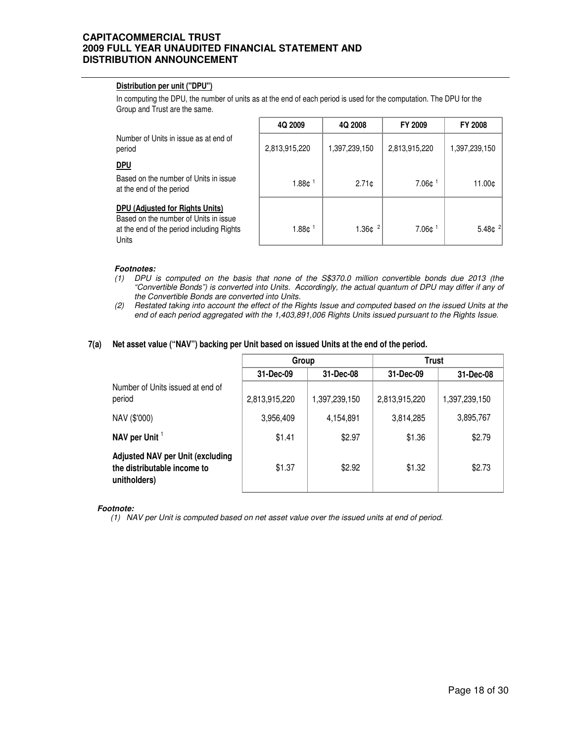**Distribution per unit ("DPU")**

In computing the DPU, the number of units as at the end of each period is used for the computation. The DPU for the Group and Trust are the same.

| | 4Q 2009 | 4Q 2008 | FY 2009 | FY 2008 |
|---|---|---|---|---|
| Number of Units in issue as at end of period | 2,813,915,220 | 1,397,239,150 | 2,813,915,220 | 1,397,239,150 |
| **DPU** | | | | |
| Based on the number of Units in issue at the end of the period | 1.88¢ [1] | 2.71¢ | 7.06¢ [1] | 11.00¢ |
| **DPU (Adjusted for Rights Units)** Based on the number of Units in issue at the end of the period including Rights Units | 1.88¢ [1] | 1.36¢ [2] | 7.06¢ [1] | 5.48¢ [2] |

***Footnotes:***

*(1) DPU is computed on the basis that none of the S$370.0 million convertible bonds due 2013 (the "Convertible Bonds") is converted into Units. Accordingly, the actual quantum of DPU may differ if any of the Convertible Bonds are converted into Units.*

*(2) Restated taking into account the effect of the Rights Issue and computed based on the issued Units at the end of each period aggregated with the 1,403,891,006 Rights Units issued pursuant to the Rights Issue.*

### 7(a) Net asset value ("NAV") backing per Unit based on issued Units at the end of the period.

| | Group | | Trust | |
|---|---|---|---|---|
| | 31-Dec-09 | 31-Dec-08 | 31-Dec-09 | 31-Dec-08 |
| Number of Units issued at end of period | 2,813,915,220 | 1,397,239,150 | 2,813,915,220 | 1,397,239,150 |
| NAV ($'000) | 3,956,409 | 4,154,891 | 3,814,285 | 3,895,767 |
| **NAV per Unit** [1] | $1.41 | $2.97 | $1.36 | $2.79 |
| **Adjusted NAV per Unit (excluding the distributable income to unitholders)** | $1.37 | $2.92 | $1.32 | $2.73 |

***Footnote:***

*(1) NAV per Unit is computed based on net asset value over the issued units at end of period.*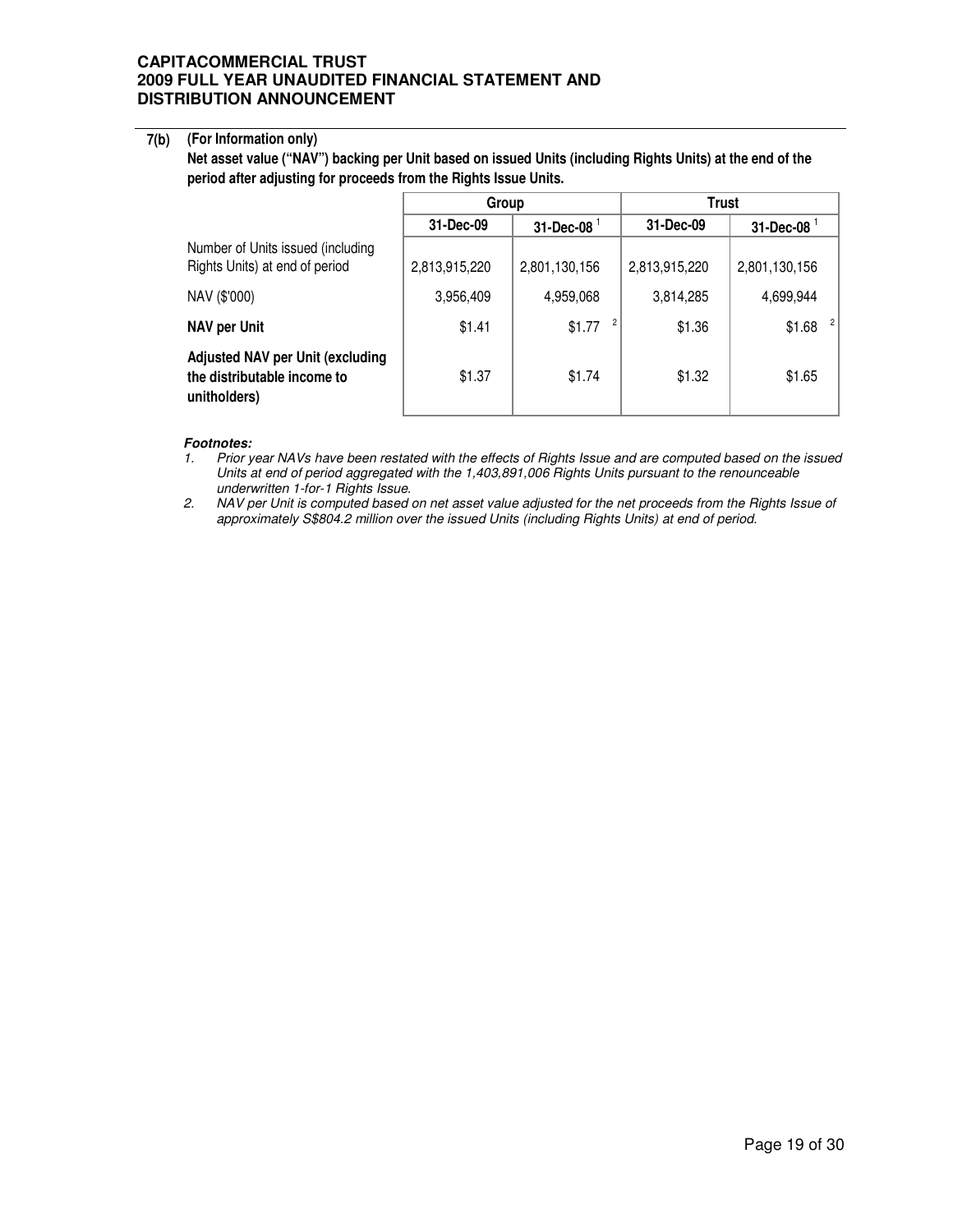**7(b) (For Information only)**

**Net asset value ("NAV") backing per Unit based on issued Units (including Rights Units) at the end of the period after adjusting for proceeds from the Rights Issue Units.**

| | Group | | Trust | |
|---|---|---|---|---|
| | 31-Dec-09 | 31-Dec-08 [1] | 31-Dec-09 | 31-Dec-08 [1] |
| Number of Units issued (including Rights Units) at end of period | 2,813,915,220 | 2,801,130,156 | 2,813,915,220 | 2,801,130,156 |
| NAV ($'000) | 3,956,409 | 4,959,068 | 3,814,285 | 4,699,944 |
| **NAV per Unit** | $1.41 | $1.77 [2] | $1.36 | $1.68 [2] |
| **Adjusted NAV per Unit (excluding the distributable income to unitholders)** | $1.37 | $1.74 | $1.32 | $1.65 |

***Footnotes:***

1. *Prior year NAVs have been restated with the effects of Rights Issue and are computed based on the issued Units at end of period aggregated with the 1,403,891,006 Rights Units pursuant to the renounceable underwritten 1-for-1 Rights Issue.*
2. *NAV per Unit is computed based on net asset value adjusted for the net proceeds from the Rights Issue of approximately S$804.2 million over the issued Units (including Rights Units) at end of period.*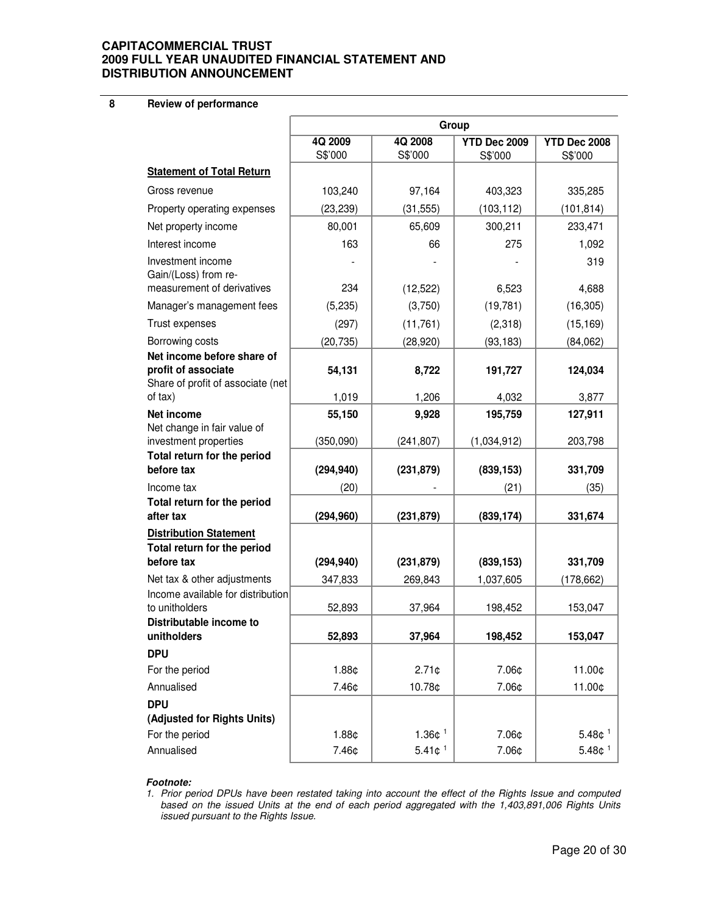## 8 Review of performance

| | Group | | | |
|---|---|---|---|---|
| | 4Q 2009 S$'000 | 4Q 2008 S$'000 | YTD Dec 2009 S$'000 | YTD Dec 2008 S$'000 |
| **Statement of Total Return** | | | | |
| Gross revenue | 103,240 | 97,164 | 403,323 | 335,285 |
| Property operating expenses | (23,239) | (31,555) | (103,112) | (101,814) |
| Net property income | 80,001 | 65,609 | 300,211 | 233,471 |
| Interest income | 163 | 66 | 275 | 1,092 |
| Investment income | - | - | - | 319 |
| Gain/(Loss) from re-measurement of derivatives | 234 | (12,522) | 6,523 | 4,688 |
| Manager's management fees | (5,235) | (3,750) | (19,781) | (16,305) |
| Trust expenses | (297) | (11,761) | (2,318) | (15,169) |
| Borrowing costs | (20,735) | (28,920) | (93,183) | (84,062) |
| **Net income before share of profit of associate** | **54,131** | **8,722** | **191,727** | **124,034** |
| Share of profit of associate (net of tax) | 1,019 | 1,206 | 4,032 | 3,877 |
| **Net income** | **55,150** | **9,928** | **195,759** | **127,911** |
| Net change in fair value of investment properties | (350,090) | (241,807) | (1,034,912) | 203,798 |
| **Total return for the period before tax** | **(294,940)** | **(231,879)** | **(839,153)** | **331,709** |
| Income tax | (20) | - | (21) | (35) |
| **Total return for the period after tax** | **(294,960)** | **(231,879)** | **(839,174)** | **331,674** |
| **Distribution Statement** | | | | |
| **Total return for the period before tax** | **(294,940)** | **(231,879)** | **(839,153)** | **331,709** |
| Net tax & other adjustments | 347,833 | 269,843 | 1,037,605 | (178,662) |
| Income available for distribution to unitholders | 52,893 | 37,964 | 198,452 | 153,047 |
| **Distributable income to unitholders** | **52,893** | **37,964** | **198,452** | **153,047** |
| **DPU** | | | | |
| For the period | 1.88¢ | 2.71¢ | 7.06¢ | 11.00¢ |
| Annualised | 7.46¢ | 10.78¢ | 7.06¢ | 11.00¢ |
| **DPU (Adjusted for Rights Units)** | | | | |
| For the period | 1.88¢ | 1.36¢ [1] | 7.06¢ | 5.48¢ [1] |
| Annualised | 7.46¢ | 5.41¢ [1] | 7.06¢ | 5.48¢ [1] |

***Footnote:***

1. *Prior period DPUs have been restated taking into account the effect of the Rights Issue and computed based on the issued Units at the end of each period aggregated with the 1,403,891,006 Rights Units issued pursuant to the Rights Issue.*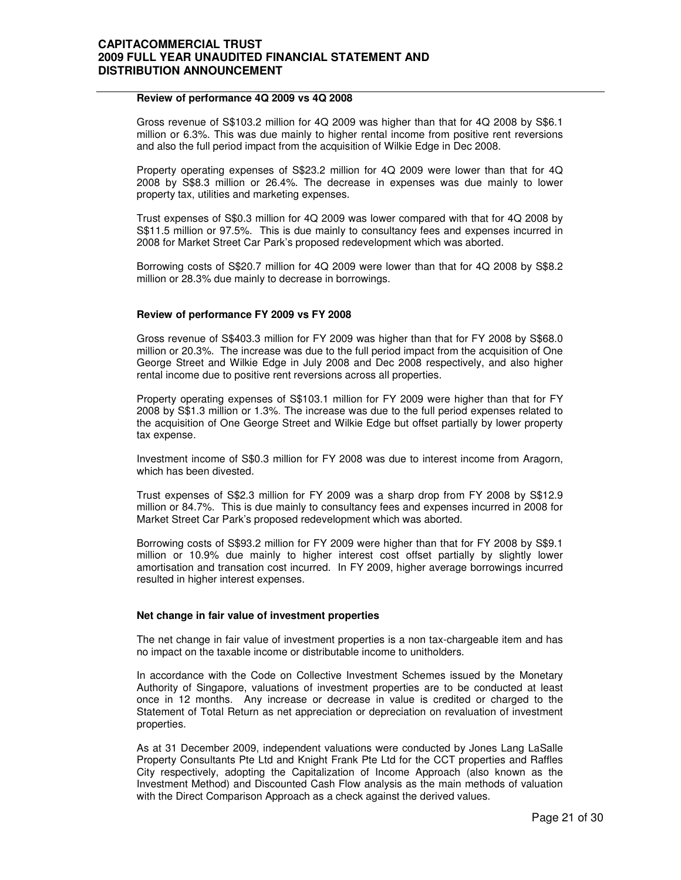**Review of performance 4Q 2009 vs 4Q 2008**

Gross revenue of S$103.2 million for 4Q 2009 was higher than that for 4Q 2008 by S$6.1 million or 6.3%. This was due mainly to higher rental income from positive rent reversions and also the full period impact from the acquisition of Wilkie Edge in Dec 2008.

Property operating expenses of S$23.2 million for 4Q 2009 were lower than that for 4Q 2008 by S$8.3 million or 26.4%. The decrease in expenses was due mainly to lower property tax, utilities and marketing expenses.

Trust expenses of S$0.3 million for 4Q 2009 was lower compared with that for 4Q 2008 by S$11.5 million or 97.5%. This is due mainly to consultancy fees and expenses incurred in 2008 for Market Street Car Park's proposed redevelopment which was aborted.

Borrowing costs of S$20.7 million for 4Q 2009 were lower than that for 4Q 2008 by S$8.2 million or 28.3% due mainly to decrease in borrowings.

**Review of performance FY 2009 vs FY 2008**

Gross revenue of S$403.3 million for FY 2009 was higher than that for FY 2008 by S$68.0 million or 20.3%. The increase was due to the full period impact from the acquisition of One George Street and Wilkie Edge in July 2008 and Dec 2008 respectively, and also higher rental income due to positive rent reversions across all properties.

Property operating expenses of S$103.1 million for FY 2009 were higher than that for FY 2008 by S$1.3 million or 1.3%. The increase was due to the full period expenses related to the acquisition of One George Street and Wilkie Edge but offset partially by lower property tax expense.

Investment income of S$0.3 million for FY 2008 was due to interest income from Aragorn, which has been divested.

Trust expenses of S$2.3 million for FY 2009 was a sharp drop from FY 2008 by S$12.9 million or 84.7%. This is due mainly to consultancy fees and expenses incurred in 2008 for Market Street Car Park's proposed redevelopment which was aborted.

Borrowing costs of S$93.2 million for FY 2009 were higher than that for FY 2008 by S$9.1 million or 10.9% due mainly to higher interest cost offset partially by slightly lower amortisation and transation cost incurred. In FY 2009, higher average borrowings incurred resulted in higher interest expenses.

**Net change in fair value of investment properties**

The net change in fair value of investment properties is a non tax-chargeable item and has no impact on the taxable income or distributable income to unitholders.

In accordance with the Code on Collective Investment Schemes issued by the Monetary Authority of Singapore, valuations of investment properties are to be conducted at least once in 12 months. Any increase or decrease in value is credited or charged to the Statement of Total Return as net appreciation or depreciation on revaluation of investment properties.

As at 31 December 2009, independent valuations were conducted by Jones Lang LaSalle Property Consultants Pte Ltd and Knight Frank Pte Ltd for the CCT properties and Raffles City respectively, adopting the Capitalization of Income Approach (also known as the Investment Method) and Discounted Cash Flow analysis as the main methods of valuation with the Direct Comparison Approach as a check against the derived values.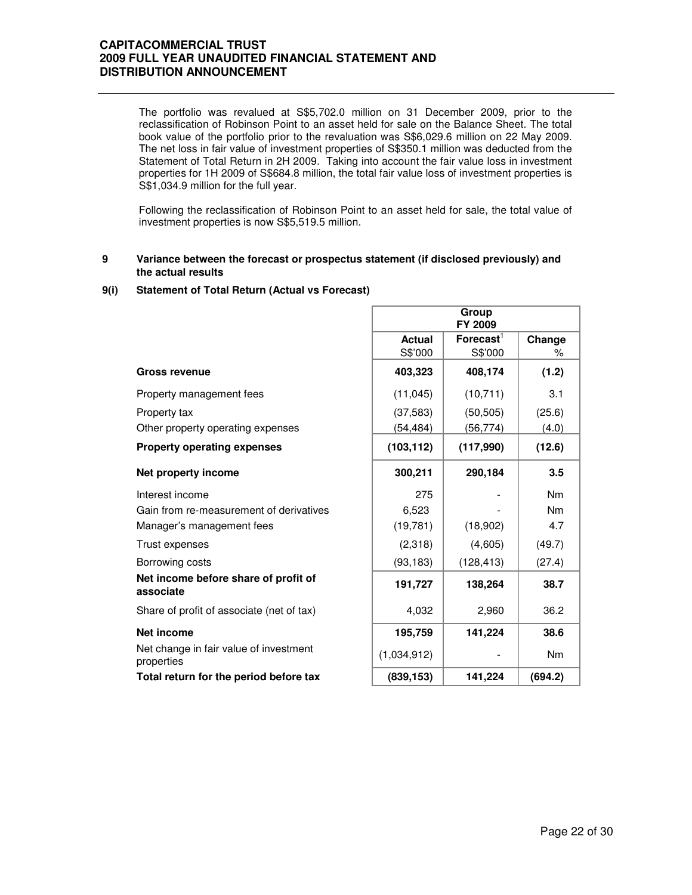The portfolio was revalued at S$5,702.0 million on 31 December 2009, prior to the reclassification of Robinson Point to an asset held for sale on the Balance Sheet. The total book value of the portfolio prior to the revaluation was S$6,029.6 million on 22 May 2009. The net loss in fair value of investment properties of S$350.1 million was deducted from the Statement of Total Return in 2H 2009. Taking into account the fair value loss in investment properties for 1H 2009 of S$684.8 million, the total fair value loss of investment properties is S$1,034.9 million for the full year.

Following the reclassification of Robinson Point to an asset held for sale, the total value of investment properties is now S$5,519.5 million.

## 9 Variance between the forecast or prospectus statement (if disclosed previously) and the actual results

### 9(i) Statement of Total Return (Actual vs Forecast)

| | Group FY 2009 | | |
|---|---|---|---|
| | **Actual** S$'000 | **Forecast**[1] S$'000 | **Change** % |
| **Gross revenue** | **403,323** | **408,174** | **(1.2)** |
| Property management fees | (11,045) | (10,711) | 3.1 |
| Property tax | (37,583) | (50,505) | (25.6) |
| Other property operating expenses | (54,484) | (56,774) | (4.0) |
| **Property operating expenses** | **(103,112)** | **(117,990)** | **(12.6)** |
| **Net property income** | **300,211** | **290,184** | **3.5** |
| Interest income | 275 | - | Nm |
| Gain from re-measurement of derivatives | 6,523 | - | Nm |
| Manager's management fees | (19,781) | (18,902) | 4.7 |
| Trust expenses | (2,318) | (4,605) | (49.7) |
| Borrowing costs | (93,183) | (128,413) | (27.4) |
| **Net income before share of profit of associate** | **191,727** | **138,264** | **38.7** |
| Share of profit of associate (net of tax) | 4,032 | 2,960 | 36.2 |
| **Net income** | **195,759** | **141,224** | **38.6** |
| Net change in fair value of investment properties | (1,034,912) | - | Nm |
| **Total return for the period before tax** | **(839,153)** | **141,224** | **(694.2)** |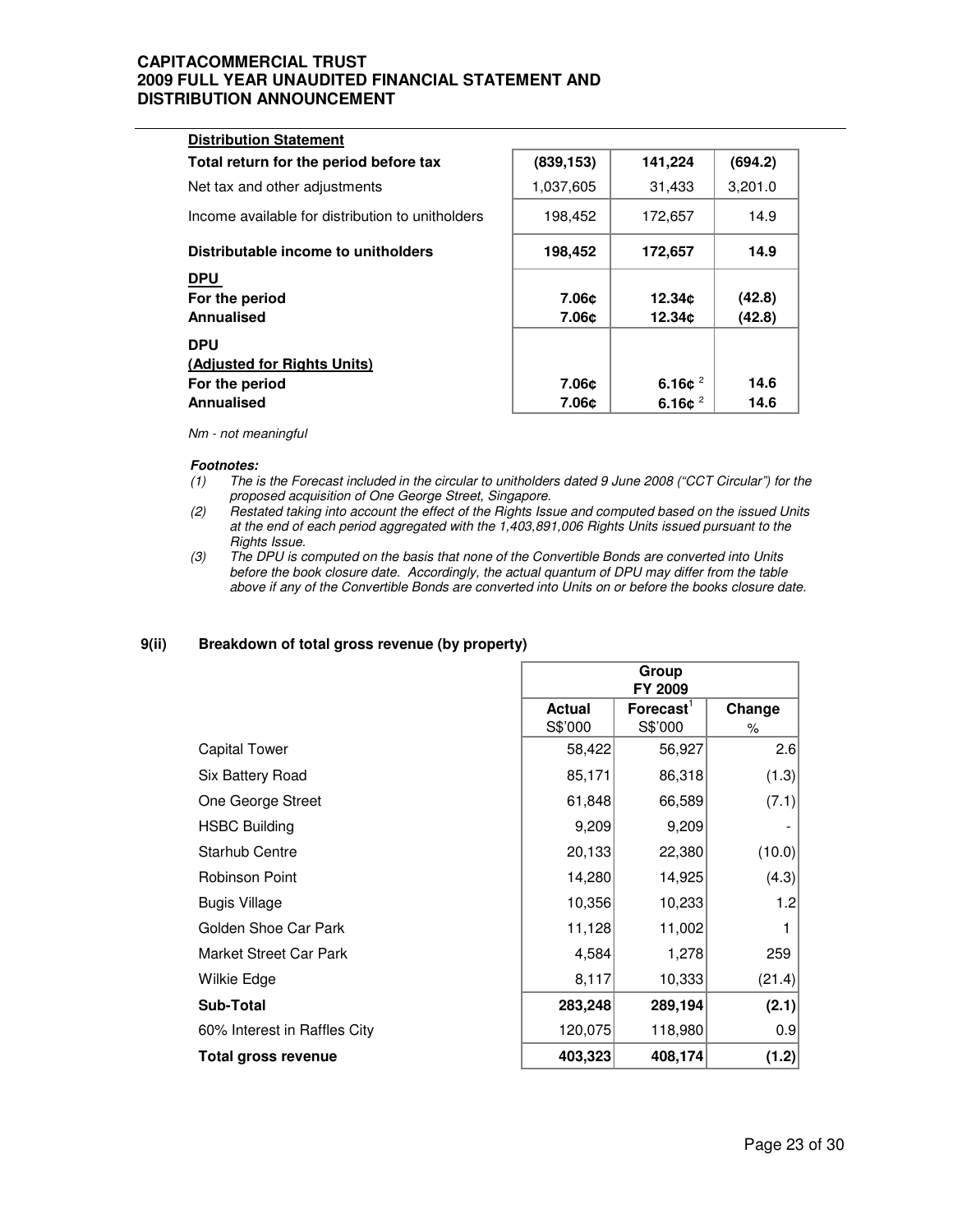**Distribution Statement**

| | | | |
|---|---|---|---|
| **Total return for the period before tax** | **(839,153)** | **141,224** | **(694.2)** |
| Net tax and other adjustments | 1,037,605 | 31,433 | 3,201.0 |
| Income available for distribution to unitholders | 198,452 | 172,657 | 14.9 |
| **Distributable income to unitholders** | **198,452** | **172,657** | **14.9** |
| **DPU** | | | |
| **For the period** | **7.06¢** | **12.34¢** | **(42.8)** |
| **Annualised** | **7.06¢** | **12.34¢** | **(42.8)** |
| **DPU** | | | |
| **(Adjusted for Rights Units)** | | | |
| **For the period** | **7.06¢** | **6.16¢** [2] | **14.6** |
| **Annualised** | **7.06¢** | **6.16¢** [2] | **14.6** |

*Nm - not meaningful*

***Footnotes:***

1. *The is the Forecast included in the circular to unitholders dated 9 June 2008 ("CCT Circular") for the proposed acquisition of One George Street, Singapore.*
2. *Restated taking into account the effect of the Rights Issue and computed based on the issued Units at the end of each period aggregated with the 1,403,891,006 Rights Units issued pursuant to the Rights Issue.*
3. *The DPU is computed on the basis that none of the Convertible Bonds are converted into Units before the book closure date. Accordingly, the actual quantum of DPU may differ from the table above if any of the Convertible Bonds are converted into Units on or before the books closure date.*

### 9(ii) Breakdown of total gross revenue (by property)

| | Group FY 2009 | | |
|---|---|---|---|
| | **Actual** S$'000 | **Forecast**[1] S$'000 | **Change** % |
| Capital Tower | 58,422 | 56,927 | 2.6 |
| Six Battery Road | 85,171 | 86,318 | (1.3) |
| One George Street | 61,848 | 66,589 | (7.1) |
| HSBC Building | 9,209 | 9,209 | - |
| Starhub Centre | 20,133 | 22,380 | (10.0) |
| Robinson Point | 14,280 | 14,925 | (4.3) |
| Bugis Village | 10,356 | 10,233 | 1.2 |
| Golden Shoe Car Park | 11,128 | 11,002 | 1 |
| Market Street Car Park | 4,584 | 1,278 | 259 |
| Wilkie Edge | 8,117 | 10,333 | (21.4) |
| **Sub-Total** | **283,248** | **289,194** | **(2.1)** |
| 60% Interest in Raffles City | 120,075 | 118,980 | 0.9 |
| **Total gross revenue** | **403,323** | **408,174** | **(1.2)** |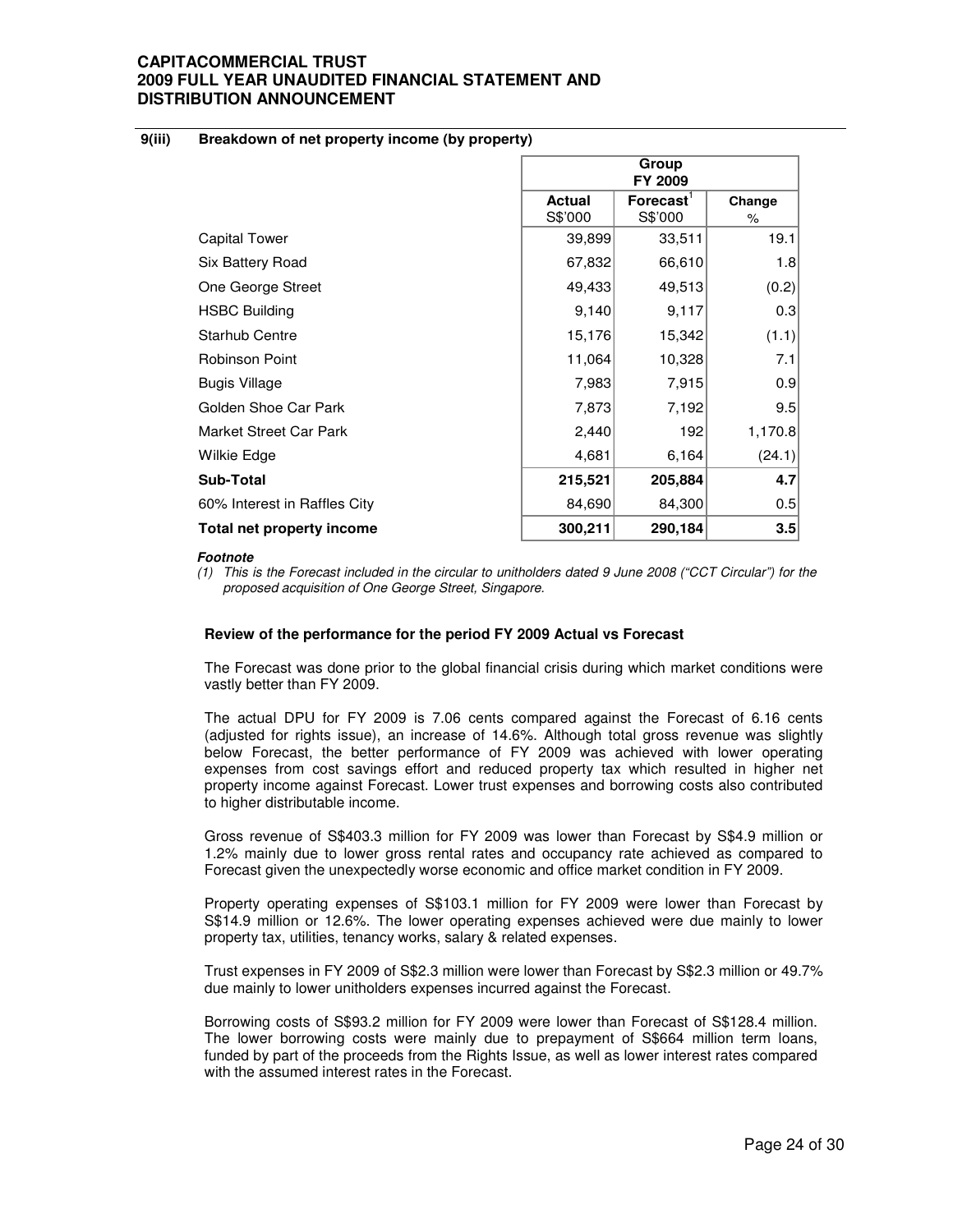## 9(iii) Breakdown of net property income (by property)

| | Group FY 2009 | | |
|---|---|---|---|
| | Actual S$'000 | Forecast[1] S$'000 | Change % |
| Capital Tower | 39,899 | 33,511 | 19.1 |
| Six Battery Road | 67,832 | 66,610 | 1.8 |
| One George Street | 49,433 | 49,513 | (0.2) |
| HSBC Building | 9,140 | 9,117 | 0.3 |
| Starhub Centre | 15,176 | 15,342 | (1.1) |
| Robinson Point | 11,064 | 10,328 | 7.1 |
| Bugis Village | 7,983 | 7,915 | 0.9 |
| Golden Shoe Car Park | 7,873 | 7,192 | 9.5 |
| Market Street Car Park | 2,440 | 192 | 1,170.8 |
| Wilkie Edge | 4,681 | 6,164 | (24.1) |
| **Sub-Total** | **215,521** | **205,884** | **4.7** |
| 60% Interest in Raffles City | 84,690 | 84,300 | 0.5 |
| **Total net property income** | **300,211** | **290,184** | **3.5** |

***Footnote***

*(1) This is the Forecast included in the circular to unitholders dated 9 June 2008 ("CCT Circular") for the proposed acquisition of One George Street, Singapore.*

**Review of the performance for the period FY 2009 Actual vs Forecast**

The Forecast was done prior to the global financial crisis during which market conditions were vastly better than FY 2009.

The actual DPU for FY 2009 is 7.06 cents compared against the Forecast of 6.16 cents (adjusted for rights issue), an increase of 14.6%. Although total gross revenue was slightly below Forecast, the better performance of FY 2009 was achieved with lower operating expenses from cost savings effort and reduced property tax which resulted in higher net property income against Forecast. Lower trust expenses and borrowing costs also contributed to higher distributable income.

Gross revenue of S$403.3 million for FY 2009 was lower than Forecast by S$4.9 million or 1.2% mainly due to lower gross rental rates and occupancy rate achieved as compared to Forecast given the unexpectedly worse economic and office market condition in FY 2009.

Property operating expenses of S$103.1 million for FY 2009 were lower than Forecast by S$14.9 million or 12.6%. The lower operating expenses achieved were due mainly to lower property tax, utilities, tenancy works, salary & related expenses.

Trust expenses in FY 2009 of S$2.3 million were lower than Forecast by S$2.3 million or 49.7% due mainly to lower unitholders expenses incurred against the Forecast.

Borrowing costs of S$93.2 million for FY 2009 were lower than Forecast of S$128.4 million. The lower borrowing costs were mainly due to prepayment of S$664 million term loans, funded by part of the proceeds from the Rights Issue, as well as lower interest rates compared with the assumed interest rates in the Forecast.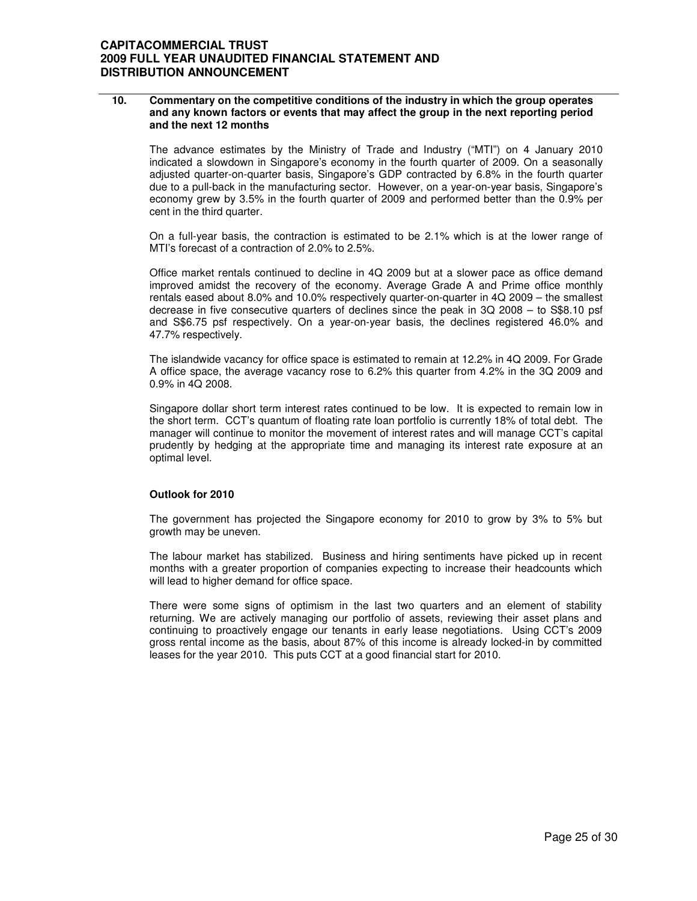## 10. Commentary on the competitive conditions of the industry in which the group operates and any known factors or events that may affect the group in the next reporting period and the next 12 months

The advance estimates by the Ministry of Trade and Industry ("MTI") on 4 January 2010 indicated a slowdown in Singapore's economy in the fourth quarter of 2009. On a seasonally adjusted quarter-on-quarter basis, Singapore's GDP contracted by 6.8% in the fourth quarter due to a pull-back in the manufacturing sector. However, on a year-on-year basis, Singapore's economy grew by 3.5% in the fourth quarter of 2009 and performed better than the 0.9% per cent in the third quarter.

On a full-year basis, the contraction is estimated to be 2.1% which is at the lower range of MTI's forecast of a contraction of 2.0% to 2.5%.

Office market rentals continued to decline in 4Q 2009 but at a slower pace as office demand improved amidst the recovery of the economy. Average Grade A and Prime office monthly rentals eased about 8.0% and 10.0% respectively quarter-on-quarter in 4Q 2009 – the smallest decrease in five consecutive quarters of declines since the peak in 3Q 2008 – to S$8.10 psf and S$6.75 psf respectively. On a year-on-year basis, the declines registered 46.0% and 47.7% respectively.

The islandwide vacancy for office space is estimated to remain at 12.2% in 4Q 2009. For Grade A office space, the average vacancy rose to 6.2% this quarter from 4.2% in the 3Q 2009 and 0.9% in 4Q 2008.

Singapore dollar short term interest rates continued to be low. It is expected to remain low in the short term. CCT's quantum of floating rate loan portfolio is currently 18% of total debt. The manager will continue to monitor the movement of interest rates and will manage CCT's capital prudently by hedging at the appropriate time and managing its interest rate exposure at an optimal level.

### Outlook for 2010

The government has projected the Singapore economy for 2010 to grow by 3% to 5% but growth may be uneven.

The labour market has stabilized. Business and hiring sentiments have picked up in recent months with a greater proportion of companies expecting to increase their headcounts which will lead to higher demand for office space.

There were some signs of optimism in the last two quarters and an element of stability returning. We are actively managing our portfolio of assets, reviewing their asset plans and continuing to proactively engage our tenants in early lease negotiations. Using CCT's 2009 gross rental income as the basis, about 87% of this income is already locked-in by committed leases for the year 2010. This puts CCT at a good financial start for 2010.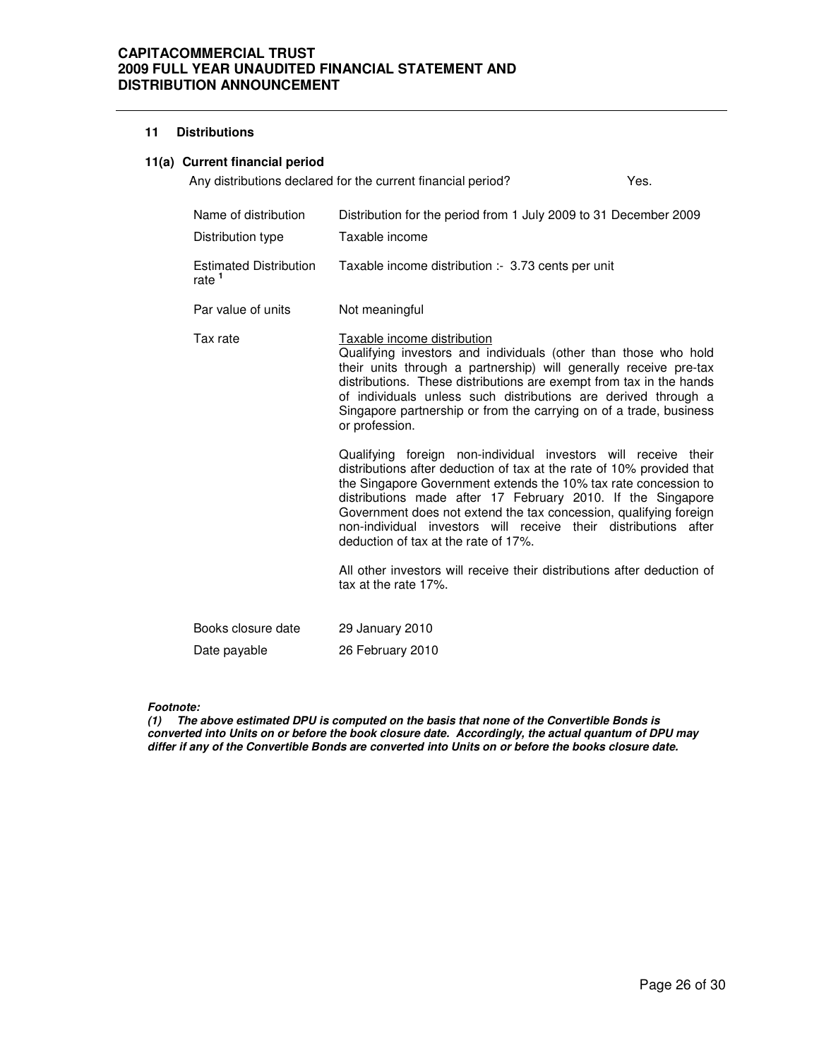## 11 Distributions

### 11(a) Current financial period

Any distributions declared for the current financial period? Yes.

| | |
|---|---|
| Name of distribution | Distribution for the period from 1 July 2009 to 31 December 2009 |
| Distribution type | Taxable income |
| Estimated Distribution rate [1] | Taxable income distribution :- 3.73 cents per unit |
| Par value of units | Not meaningful |
| Tax rate | <u>Taxable income distribution</u><br>Qualifying investors and individuals (other than those who hold their units through a partnership) will generally receive pre-tax distributions. These distributions are exempt from tax in the hands of individuals unless such distributions are derived through a Singapore partnership or from the carrying on of a trade, business or profession.<br><br>Qualifying foreign non-individual investors will receive their distributions after deduction of tax at the rate of 10% provided that the Singapore Government extends the 10% tax rate concession to distributions made after 17 February 2010. If the Singapore Government does not extend the tax concession, qualifying foreign non-individual investors will receive their distributions after deduction of tax at the rate of 17%.<br><br>All other investors will receive their distributions after deduction of tax at the rate 17%. |
| Books closure date | 29 January 2010 |
| Date payable | 26 February 2010 |

***Footnote:***

***(1) The above estimated DPU is computed on the basis that none of the Convertible Bonds is converted into Units on or before the book closure date. Accordingly, the actual quantum of DPU may differ if any of the Convertible Bonds are converted into Units on or before the books closure date.***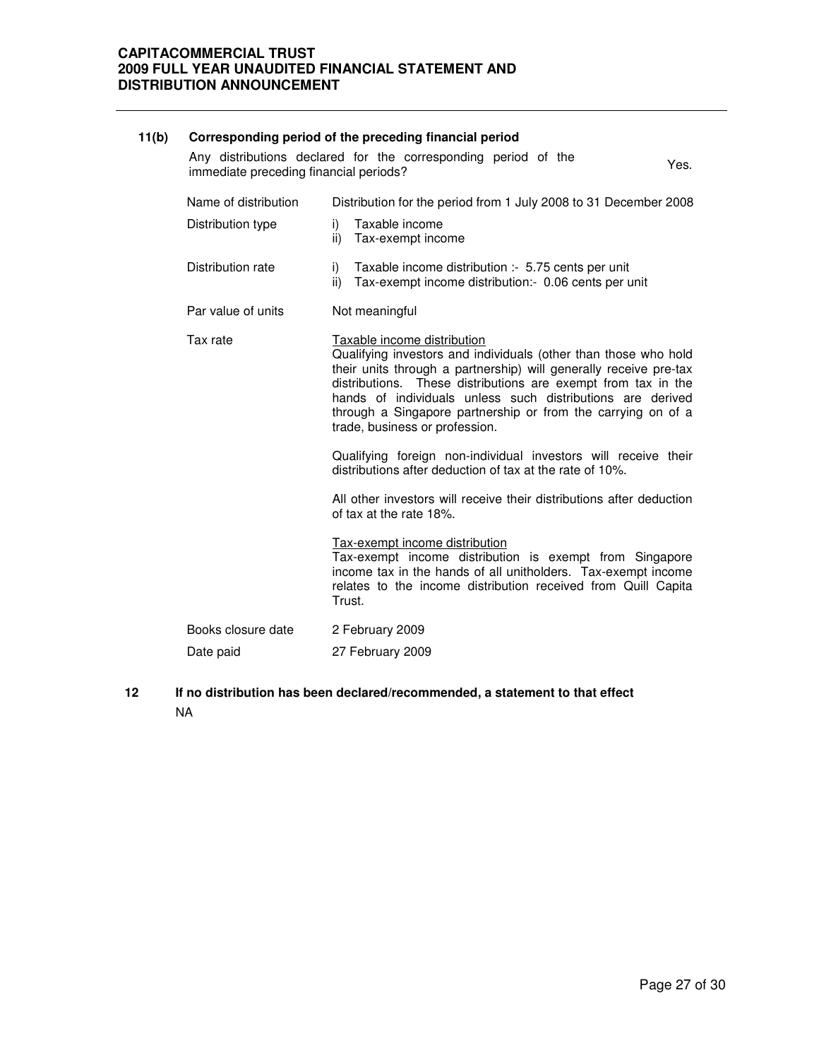### 11(b) Corresponding period of the preceding financial period

Any distributions declared for the corresponding period of the immediate preceding financial periods? Yes.

| | |
|---|---|
| Name of distribution | Distribution for the period from 1 July 2008 to 31 December 2008 |
| Distribution type | i) Taxable income<br>ii) Tax-exempt income |
| Distribution rate | i) Taxable income distribution :- 5.75 cents per unit<br>ii) Tax-exempt income distribution:- 0.06 cents per unit |
| Par value of units | Not meaningful |
| Tax rate | Taxable income distribution<br>Qualifying investors and individuals (other than those who hold their units through a partnership) will generally receive pre-tax distributions. These distributions are exempt from tax in the hands of individuals unless such distributions are derived through a Singapore partnership or from the carrying on of a trade, business or profession.<br><br>Qualifying foreign non-individual investors will receive their distributions after deduction of tax at the rate of 10%.<br><br>All other investors will receive their distributions after deduction of tax at the rate 18%.<br><br>Tax-exempt income distribution<br>Tax-exempt income distribution is exempt from Singapore income tax in the hands of all unitholders. Tax-exempt income relates to the income distribution received from Quill Capita Trust. |
| Books closure date | 2 February 2009 |
| Date paid | 27 February 2009 |

### 12 If no distribution has been declared/recommended, a statement to that effect

NA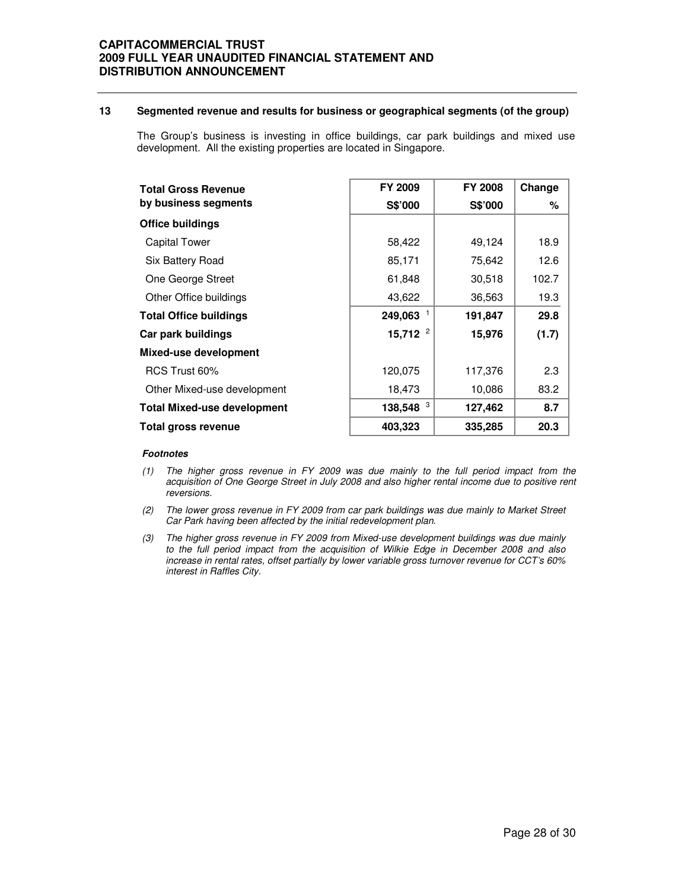## 13 Segmented revenue and results for business or geographical segments (of the group)

The Group's business is investing in office buildings, car park buildings and mixed use development. All the existing properties are located in Singapore.

| Total Gross Revenue by business segments | FY 2009 S$'000 | FY 2008 S$'000 | Change % |
|---|---|---|---|
| **Office buildings** | | | |
| Capital Tower | 58,422 | 49,124 | 18.9 |
| Six Battery Road | 85,171 | 75,642 | 12.6 |
| One George Street | 61,848 | 30,518 | 102.7 |
| Other Office buildings | 43,622 | 36,563 | 19.3 |
| **Total Office buildings** | **249,063** [1] | **191,847** | **29.8** |
| **Car park buildings** | **15,712** [2] | **15,976** | **(1.7)** |
| **Mixed-use development** | | | |
| RCS Trust 60% | 120,075 | 117,376 | 2.3 |
| Other Mixed-use development | 18,473 | 10,086 | 83.2 |
| **Total Mixed-use development** | **138,548** [3] | **127,462** | **8.7** |
| **Total gross revenue** | **403,323** | **335,285** | **20.3** |

***Footnotes***

*(1) The higher gross revenue in FY 2009 was due mainly to the full period impact from the acquisition of One George Street in July 2008 and also higher rental income due to positive rent reversions.*

*(2) The lower gross revenue in FY 2009 from car park buildings was due mainly to Market Street Car Park having been affected by the initial redevelopment plan.*

*(3) The higher gross revenue in FY 2009 from Mixed-use development buildings was due mainly to the full period impact from the acquisition of Wilkie Edge in December 2008 and also increase in rental rates, offset partially by lower variable gross turnover revenue for CCT's 60% interest in Raffles City.*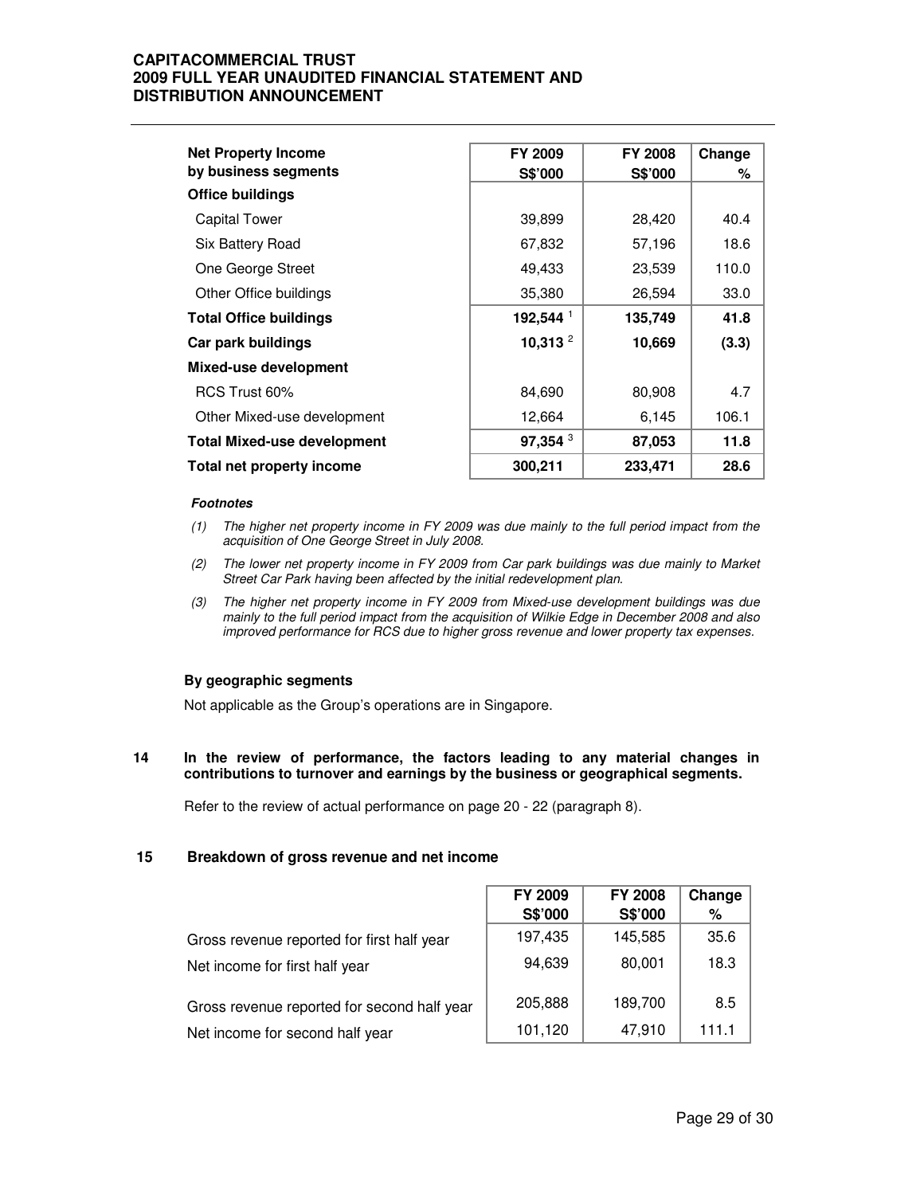| Net Property Income by business segments | FY 2009 S$'000 | FY 2008 S$'000 | Change % |
| --- | --- | --- | --- |
| **Office buildings** | | | |
| Capital Tower | 39,899 | 28,420 | 40.4 |
| Six Battery Road | 67,832 | 57,196 | 18.6 |
| One George Street | 49,433 | 23,539 | 110.0 |
| Other Office buildings | 35,380 | 26,594 | 33.0 |
| **Total Office buildings** | **192,544** [1] | **135,749** | **41.8** |
| **Car park buildings** | **10,313** [2] | **10,669** | **(3.3)** |
| **Mixed-use development** | | | |
| RCS Trust 60% | 84,690 | 80,908 | 4.7 |
| Other Mixed-use development | 12,664 | 6,145 | 106.1 |
| **Total Mixed-use development** | **97,354** [3] | **87,053** | **11.8** |
| **Total net property income** | **300,211** | **233,471** | **28.6** |

***Footnotes***

(1) *The higher net property income in FY 2009 was due mainly to the full period impact from the acquisition of One George Street in July 2008.*

(2) *The lower net property income in FY 2009 from Car park buildings was due mainly to Market Street Car Park having been affected by the initial redevelopment plan.*

(3) *The higher net property income in FY 2009 from Mixed-use development buildings was due mainly to the full period impact from the acquisition of Wilkie Edge in December 2008 and also improved performance for RCS due to higher gross revenue and lower property tax expenses.*

**By geographic segments**

Not applicable as the Group's operations are in Singapore.

**14 In the review of performance, the factors leading to any material changes in contributions to turnover and earnings by the business or geographical segments.**

Refer to the review of actual performance on page 20 - 22 (paragraph 8).

**15 Breakdown of gross revenue and net income**

| | FY 2009 S$'000 | FY 2008 S$'000 | Change % |
| --- | --- | --- | --- |
| Gross revenue reported for first half year | 197,435 | 145,585 | 35.6 |
| Net income for first half year | 94,639 | 80,001 | 18.3 |
| Gross revenue reported for second half year | 205,888 | 189,700 | 8.5 |
| Net income for second half year | 101,120 | 47,910 | 111.1 |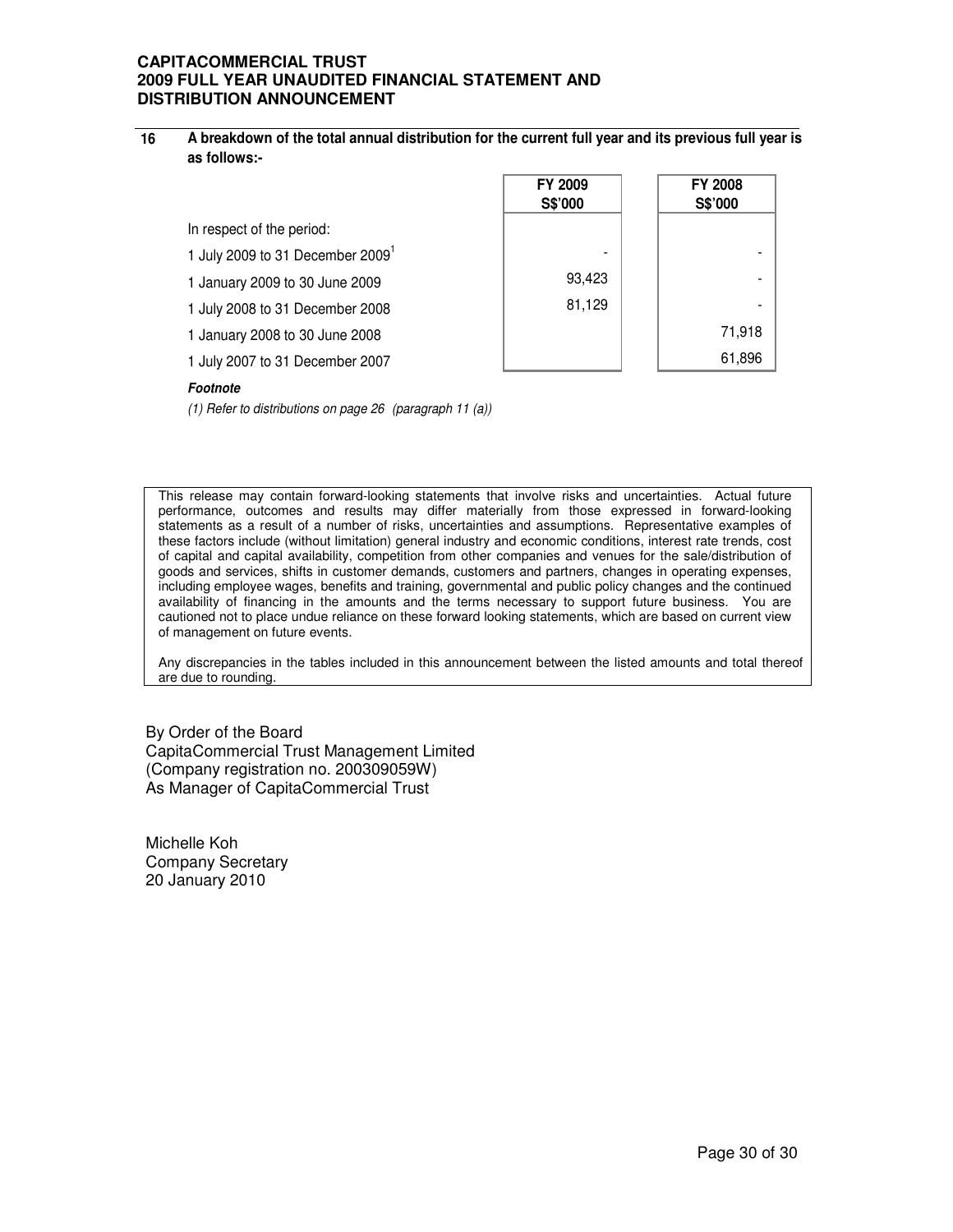**16 A breakdown of the total annual distribution for the current full year and its previous full year is as follows:-**

| | FY 2009 S$'000 | FY 2008 S$'000 |
|---|---|---|
| In respect of the period: | | |
| 1 July 2009 to 31 December 2009[1] | - | - |
| 1 January 2009 to 30 June 2009 | 93,423 | - |
| 1 July 2008 to 31 December 2008 | 81,129 | - |
| 1 January 2008 to 30 June 2008 | | 71,918 |
| 1 July 2007 to 31 December 2007 | | 61,896 |

***Footnote***

*(1) Refer to distributions on page 26 (paragraph 11 (a))*

This release may contain forward-looking statements that involve risks and uncertainties. Actual future performance, outcomes and results may differ materially from those expressed in forward-looking statements as a result of a number of risks, uncertainties and assumptions. Representative examples of these factors include (without limitation) general industry and economic conditions, interest rate trends, cost of capital and capital availability, competition from other companies and venues for the sale/distribution of goods and services, shifts in customer demands, customers and partners, changes in operating expenses, including employee wages, benefits and training, governmental and public policy changes and the continued availability of financing in the amounts and the terms necessary to support future business. You are cautioned not to place undue reliance on these forward looking statements, which are based on current view of management on future events.

Any discrepancies in the tables included in this announcement between the listed amounts and total thereof are due to rounding.

By Order of the Board
CapitaCommercial Trust Management Limited
(Company registration no. 200309059W)
As Manager of CapitaCommercial Trust

Michelle Koh
Company Secretary
20 January 2010